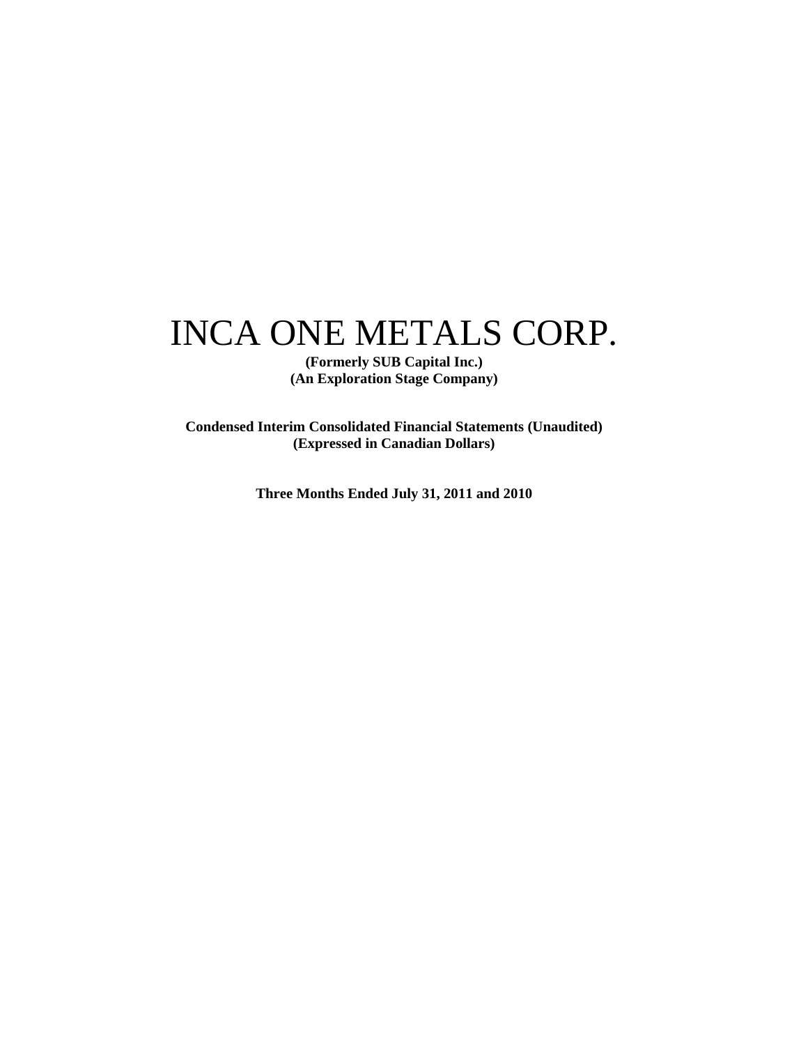# INCA ONE METALS CORP.

**(Formerly SUB Capital Inc.)**
**(An Exploration Stage Company)**

**Condensed Interim Consolidated Financial Statements (Unaudited)**
**(Expressed in Canadian Dollars)**

**Three Months Ended July 31, 2011 and 2010**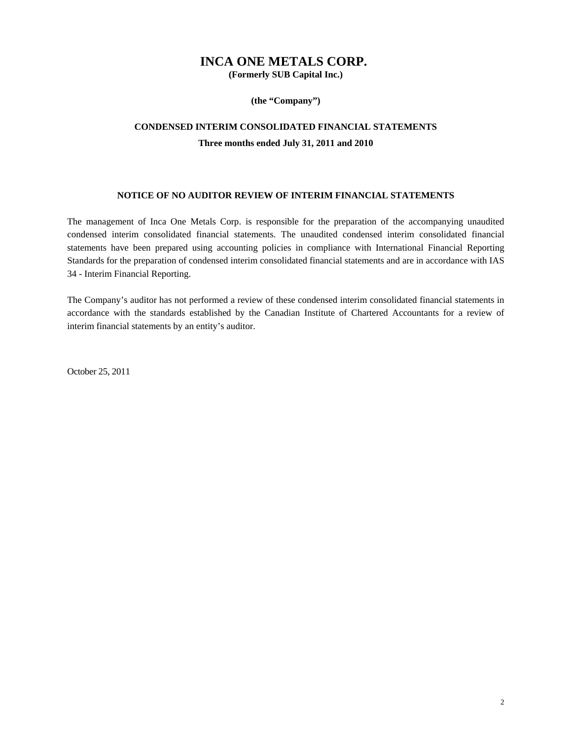# INCA ONE METALS CORP.

**(Formerly SUB Capital Inc.)**

**(the "Company")**

## CONDENSED INTERIM CONSOLIDATED FINANCIAL STATEMENTS

**Three months ended July 31, 2011 and 2010**

### NOTICE OF NO AUDITOR REVIEW OF INTERIM FINANCIAL STATEMENTS

The management of Inca One Metals Corp. is responsible for the preparation of the accompanying unaudited condensed interim consolidated financial statements. The unaudited condensed interim consolidated financial statements have been prepared using accounting policies in compliance with International Financial Reporting Standards for the preparation of condensed interim consolidated financial statements and are in accordance with IAS 34 - Interim Financial Reporting.

The Company's auditor has not performed a review of these condensed interim consolidated financial statements in accordance with the standards established by the Canadian Institute of Chartered Accountants for a review of interim financial statements by an entity's auditor.

October 25, 2011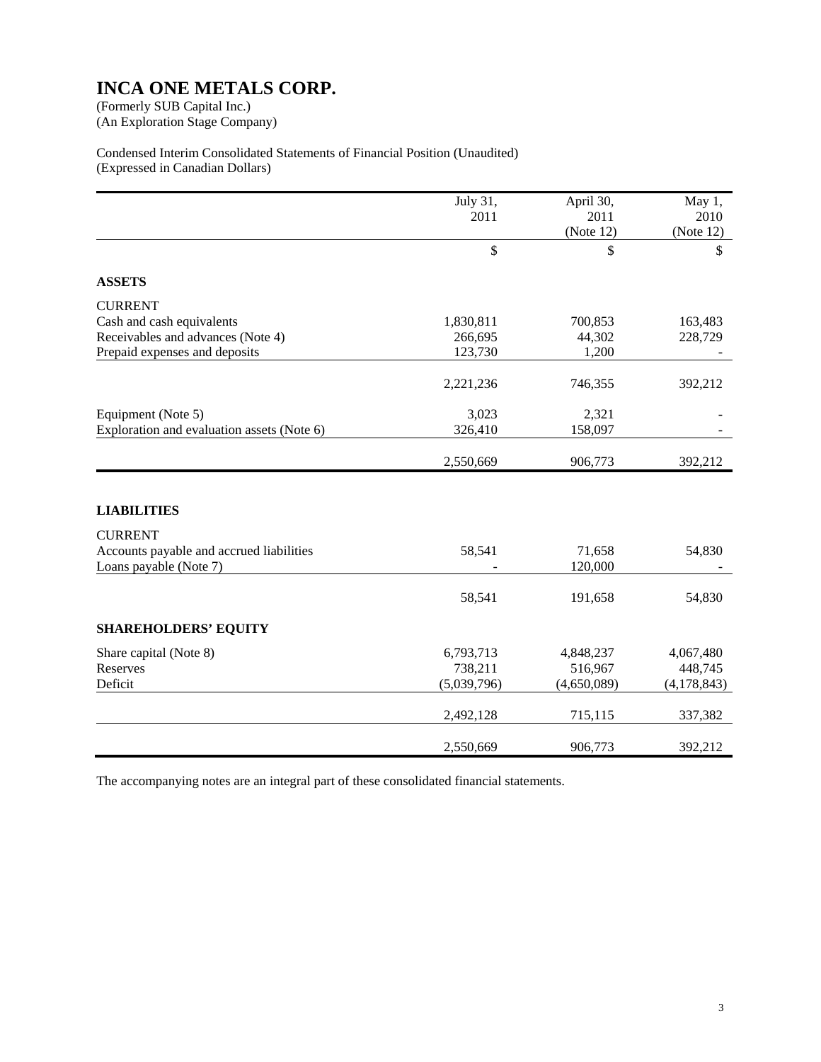# INCA ONE METALS CORP.

(Formerly SUB Capital Inc.)
(An Exploration Stage Company)

Condensed Interim Consolidated Statements of Financial Position (Unaudited)
(Expressed in Canadian Dollars)

| | July 31, 2011 | April 30, 2011 (Note 12) | May 1, 2010 (Note 12) |
|---|---|---|---|
| | $ | $ | $ |
| **ASSETS** | | | |
| CURRENT | | | |
| Cash and cash equivalents | 1,830,811 | 700,853 | 163,483 |
| Receivables and advances (Note 4) | 266,695 | 44,302 | 228,729 |
| Prepaid expenses and deposits | 123,730 | 1,200 | - |
| | 2,221,236 | 746,355 | 392,212 |
| Equipment (Note 5) | 3,023 | 2,321 | - |
| Exploration and evaluation assets (Note 6) | 326,410 | 158,097 | - |
| | 2,550,669 | 906,773 | 392,212 |
| **LIABILITIES** | | | |
| CURRENT | | | |
| Accounts payable and accrued liabilities | 58,541 | 71,658 | 54,830 |
| Loans payable (Note 7) | - | 120,000 | - |
| | 58,541 | 191,658 | 54,830 |
| **SHAREHOLDERS' EQUITY** | | | |
| Share capital (Note 8) | 6,793,713 | 4,848,237 | 4,067,480 |
| Reserves | 738,211 | 516,967 | 448,745 |
| Deficit | (5,039,796) | (4,650,089) | (4,178,843) |
| | 2,492,128 | 715,115 | 337,382 |
| | 2,550,669 | 906,773 | 392,212 |

The accompanying notes are an integral part of these consolidated financial statements.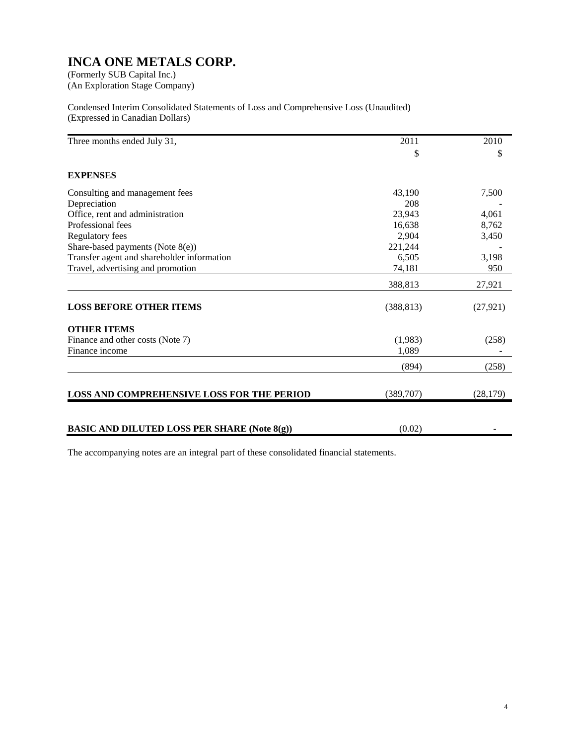# INCA ONE METALS CORP.

(Formerly SUB Capital Inc.)
(An Exploration Stage Company)

Condensed Interim Consolidated Statements of Loss and Comprehensive Loss (Unaudited)
(Expressed in Canadian Dollars)

| Three months ended July 31, | 2011 | 2010 |
|---|---|---|
| | $ | $ |
| **EXPENSES** | | |
| Consulting and management fees | 43,190 | 7,500 |
| Depreciation | 208 | - |
| Office, rent and administration | 23,943 | 4,061 |
| Professional fees | 16,638 | 8,762 |
| Regulatory fees | 2,904 | 3,450 |
| Share-based payments (Note 8(e)) | 221,244 | - |
| Transfer agent and shareholder information | 6,505 | 3,198 |
| Travel, advertising and promotion | 74,181 | 950 |
| | 388,813 | 27,921 |
| **LOSS BEFORE OTHER ITEMS** | (388,813) | (27,921) |
| **OTHER ITEMS** | | |
| Finance and other costs (Note 7) | (1,983) | (258) |
| Finance income | 1,089 | - |
| | (894) | (258) |
| **LOSS AND COMPREHENSIVE LOSS FOR THE PERIOD** | (389,707) | (28,179) |
| **BASIC AND DILUTED LOSS PER SHARE (Note 8(g))** | (0.02) | - |

The accompanying notes are an integral part of these consolidated financial statements.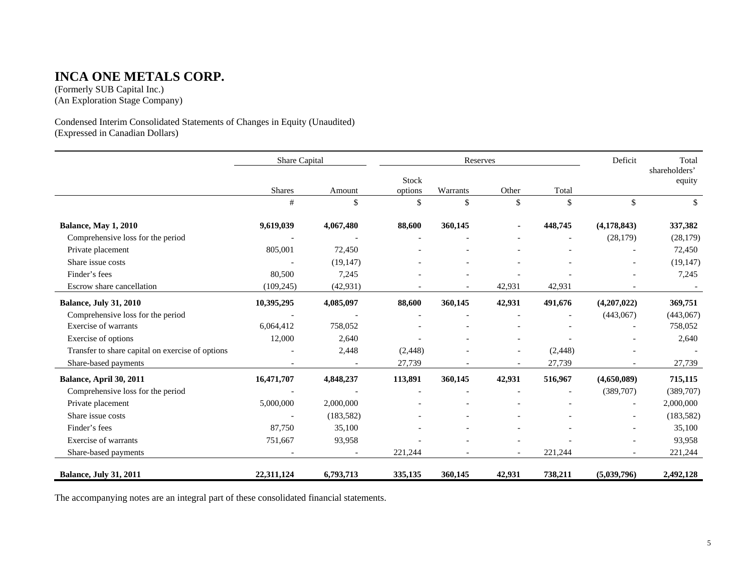# INCA ONE METALS CORP.

(Formerly SUB Capital Inc.)
(An Exploration Stage Company)

Condensed Interim Consolidated Statements of Changes in Equity (Unaudited)
(Expressed in Canadian Dollars)

| | Share Capital | | Reserves | | | | Deficit | Total shareholders' equity |
|---|---|---|---|---|---|---|---|---|
| | Shares | Amount | Stock options | Warrants | Other | Total | | |
| | # | $ | $ | $ | $ | $ | $ | $ |
| **Balance, May 1, 2010** | **9,619,039** | **4,067,480** | **88,600** | **360,145** | **-** | **448,745** | **(4,178,843)** | **337,382** |
| Comprehensive loss for the period | - | - | - | - | - | - | (28,179) | (28,179) |
| Private placement | 805,001 | 72,450 | - | - | - | - | - | 72,450 |
| Share issue costs | - | (19,147) | - | - | - | - | - | (19,147) |
| Finder's fees | 80,500 | 7,245 | - | - | - | - | - | 7,245 |
| Escrow share cancellation | (109,245) | (42,931) | - | - | 42,931 | 42,931 | - | - |
| **Balance, July 31, 2010** | **10,395,295** | **4,085,097** | **88,600** | **360,145** | **42,931** | **491,676** | **(4,207,022)** | **369,751** |
| Comprehensive loss for the period | - | - | - | - | - | - | (443,067) | (443,067) |
| Exercise of warrants | 6,064,412 | 758,052 | - | - | - | - | - | 758,052 |
| Exercise of options | 12,000 | 2,640 | - | - | - | - | - | 2,640 |
| Transfer to share capital on exercise of options | - | 2,448 | (2,448) | - | - | (2,448) | - | - |
| Share-based payments | - | - | 27,739 | - | - | 27,739 | - | 27,739 |
| **Balance, April 30, 2011** | **16,471,707** | **4,848,237** | **113,891** | **360,145** | **42,931** | **516,967** | **(4,650,089)** | **715,115** |
| Comprehensive loss for the period | - | - | - | - | - | - | (389,707) | (389,707) |
| Private placement | 5,000,000 | 2,000,000 | - | - | - | - | - | 2,000,000 |
| Share issue costs | - | (183,582) | - | - | - | - | - | (183,582) |
| Finder's fees | 87,750 | 35,100 | - | - | - | - | - | 35,100 |
| Exercise of warrants | 751,667 | 93,958 | - | - | - | - | - | 93,958 |
| Share-based payments | - | - | 221,244 | - | - | 221,244 | - | 221,244 |
| **Balance, July 31, 2011** | **22,311,124** | **6,793,713** | **335,135** | **360,145** | **42,931** | **738,211** | **(5,039,796)** | **2,492,128** |

The accompanying notes are an integral part of these consolidated financial statements.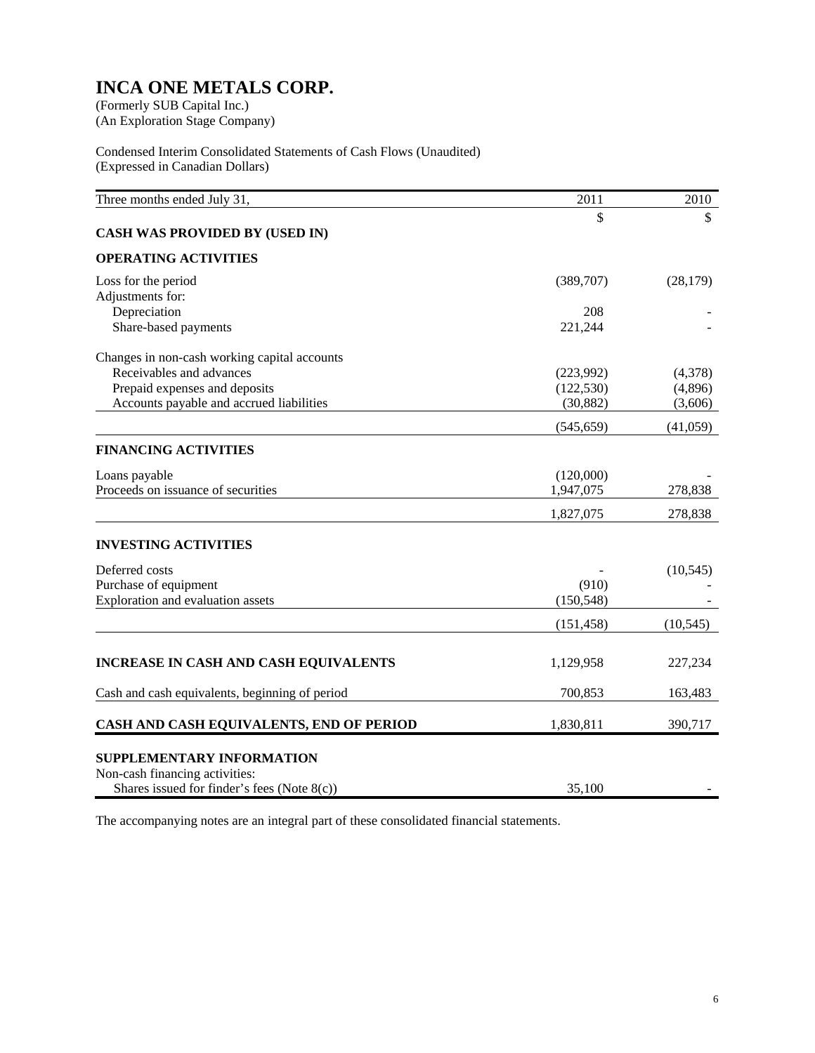# INCA ONE METALS CORP.

(Formerly SUB Capital Inc.)
(An Exploration Stage Company)

Condensed Interim Consolidated Statements of Cash Flows (Unaudited)
(Expressed in Canadian Dollars)

| Three months ended July 31, | 2011 | 2010 |
|---|---|---|
| | $ | $ |
| **CASH WAS PROVIDED BY (USED IN)** | | |
| **OPERATING ACTIVITIES** | | |
| Loss for the period | (389,707) | (28,179) |
| Adjustments for: | | |
| Depreciation | 208 | - |
| Share-based payments | 221,244 | - |
| Changes in non-cash working capital accounts | | |
| Receivables and advances | (223,992) | (4,378) |
| Prepaid expenses and deposits | (122,530) | (4,896) |
| Accounts payable and accrued liabilities | (30,882) | (3,606) |
| | (545,659) | (41,059) |
| **FINANCING ACTIVITIES** | | |
| Loans payable | (120,000) | - |
| Proceeds on issuance of securities | 1,947,075 | 278,838 |
| | 1,827,075 | 278,838 |
| **INVESTING ACTIVITIES** | | |
| Deferred costs | - | (10,545) |
| Purchase of equipment | (910) | - |
| Exploration and evaluation assets | (150,548) | - |
| | (151,458) | (10,545) |
| **INCREASE IN CASH AND CASH EQUIVALENTS** | 1,129,958 | 227,234 |
| Cash and cash equivalents, beginning of period | 700,853 | 163,483 |
| **CASH AND CASH EQUIVALENTS, END OF PERIOD** | 1,830,811 | 390,717 |
| **SUPPLEMENTARY INFORMATION** | | |
| Non-cash financing activities: | | |
| Shares issued for finder's fees (Note 8(c)) | 35,100 | - |

The accompanying notes are an integral part of these consolidated financial statements.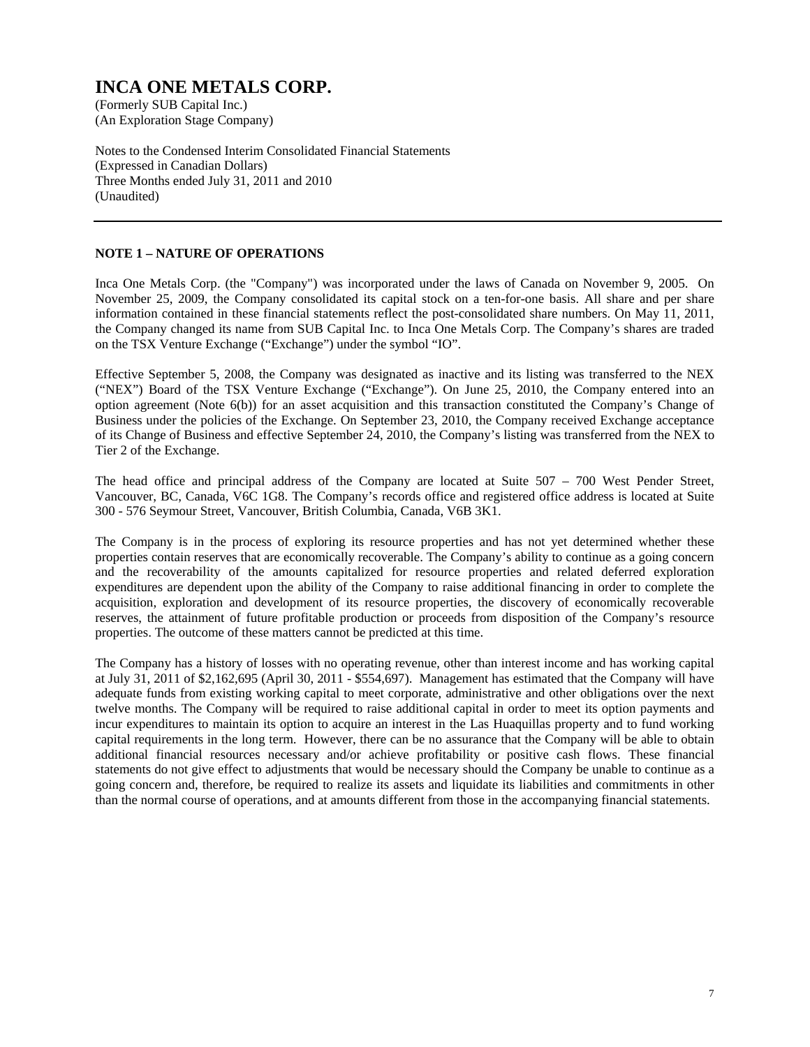# INCA ONE METALS CORP.

(Formerly SUB Capital Inc.)
(An Exploration Stage Company)

Notes to the Condensed Interim Consolidated Financial Statements
(Expressed in Canadian Dollars)
Three Months ended July 31, 2011 and 2010
(Unaudited)

---

## NOTE 1 – NATURE OF OPERATIONS

Inca One Metals Corp. (the "Company") was incorporated under the laws of Canada on November 9, 2005. On November 25, 2009, the Company consolidated its capital stock on a ten-for-one basis. All share and per share information contained in these financial statements reflect the post-consolidated share numbers. On May 11, 2011, the Company changed its name from SUB Capital Inc. to Inca One Metals Corp. The Company's shares are traded on the TSX Venture Exchange ("Exchange") under the symbol "IO".

Effective September 5, 2008, the Company was designated as inactive and its listing was transferred to the NEX ("NEX") Board of the TSX Venture Exchange ("Exchange"). On June 25, 2010, the Company entered into an option agreement (Note 6(b)) for an asset acquisition and this transaction constituted the Company's Change of Business under the policies of the Exchange. On September 23, 2010, the Company received Exchange acceptance of its Change of Business and effective September 24, 2010, the Company's listing was transferred from the NEX to Tier 2 of the Exchange.

The head office and principal address of the Company are located at Suite 507 – 700 West Pender Street, Vancouver, BC, Canada, V6C 1G8. The Company's records office and registered office address is located at Suite 300 - 576 Seymour Street, Vancouver, British Columbia, Canada, V6B 3K1.

The Company is in the process of exploring its resource properties and has not yet determined whether these properties contain reserves that are economically recoverable. The Company's ability to continue as a going concern and the recoverability of the amounts capitalized for resource properties and related deferred exploration expenditures are dependent upon the ability of the Company to raise additional financing in order to complete the acquisition, exploration and development of its resource properties, the discovery of economically recoverable reserves, the attainment of future profitable production or proceeds from disposition of the Company's resource properties. The outcome of these matters cannot be predicted at this time.

The Company has a history of losses with no operating revenue, other than interest income and has working capital at July 31, 2011 of $2,162,695 (April 30, 2011 - $554,697). Management has estimated that the Company will have adequate funds from existing working capital to meet corporate, administrative and other obligations over the next twelve months. The Company will be required to raise additional capital in order to meet its option payments and incur expenditures to maintain its option to acquire an interest in the Las Huaquillas property and to fund working capital requirements in the long term. However, there can be no assurance that the Company will be able to obtain additional financial resources necessary and/or achieve profitability or positive cash flows. These financial statements do not give effect to adjustments that would be necessary should the Company be unable to continue as a going concern and, therefore, be required to realize its assets and liquidate its liabilities and commitments in other than the normal course of operations, and at amounts different from those in the accompanying financial statements.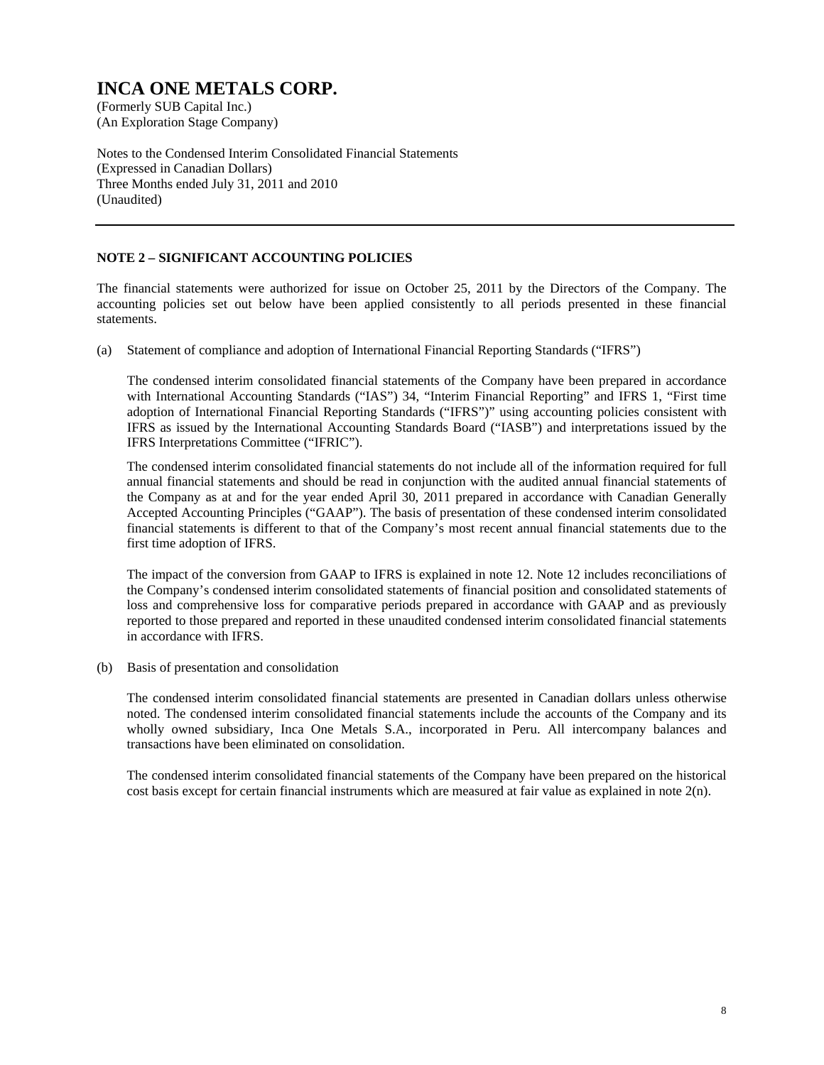# INCA ONE METALS CORP.

(Formerly SUB Capital Inc.)
(An Exploration Stage Company)

Notes to the Condensed Interim Consolidated Financial Statements
(Expressed in Canadian Dollars)
Three Months ended July 31, 2011 and 2010
(Unaudited)

---

## NOTE 2 – SIGNIFICANT ACCOUNTING POLICIES

The financial statements were authorized for issue on October 25, 2011 by the Directors of the Company. The accounting policies set out below have been applied consistently to all periods presented in these financial statements.

(a) Statement of compliance and adoption of International Financial Reporting Standards ("IFRS")

The condensed interim consolidated financial statements of the Company have been prepared in accordance with International Accounting Standards ("IAS") 34, "Interim Financial Reporting" and IFRS 1, "First time adoption of International Financial Reporting Standards ("IFRS")" using accounting policies consistent with IFRS as issued by the International Accounting Standards Board ("IASB") and interpretations issued by the IFRS Interpretations Committee ("IFRIC").

The condensed interim consolidated financial statements do not include all of the information required for full annual financial statements and should be read in conjunction with the audited annual financial statements of the Company as at and for the year ended April 30, 2011 prepared in accordance with Canadian Generally Accepted Accounting Principles ("GAAP"). The basis of presentation of these condensed interim consolidated financial statements is different to that of the Company's most recent annual financial statements due to the first time adoption of IFRS.

The impact of the conversion from GAAP to IFRS is explained in note 12. Note 12 includes reconciliations of the Company's condensed interim consolidated statements of financial position and consolidated statements of loss and comprehensive loss for comparative periods prepared in accordance with GAAP and as previously reported to those prepared and reported in these unaudited condensed interim consolidated financial statements in accordance with IFRS.

(b) Basis of presentation and consolidation

The condensed interim consolidated financial statements are presented in Canadian dollars unless otherwise noted. The condensed interim consolidated financial statements include the accounts of the Company and its wholly owned subsidiary, Inca One Metals S.A., incorporated in Peru. All intercompany balances and transactions have been eliminated on consolidation.

The condensed interim consolidated financial statements of the Company have been prepared on the historical cost basis except for certain financial instruments which are measured at fair value as explained in note 2(n).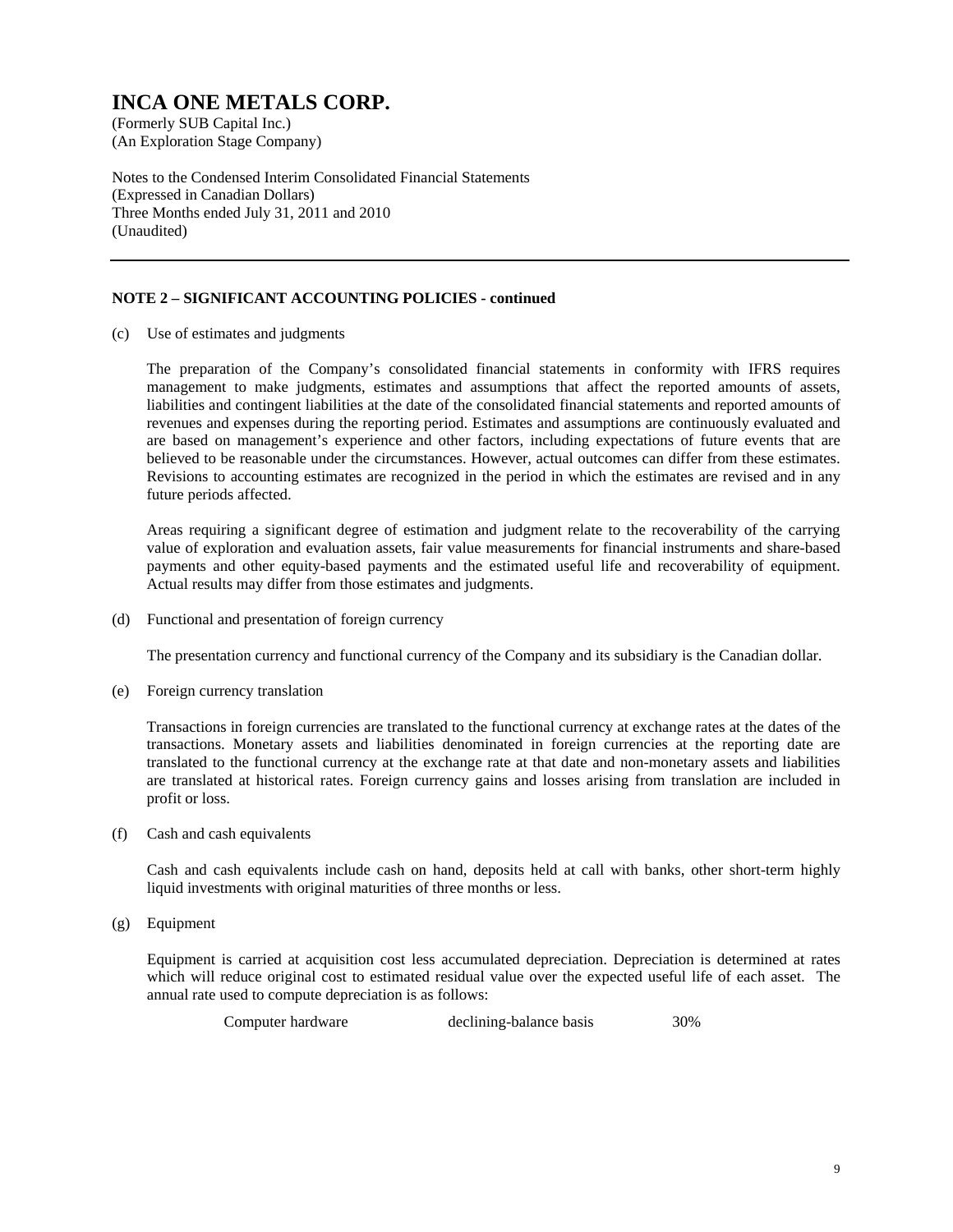# INCA ONE METALS CORP.

(Formerly SUB Capital Inc.)
(An Exploration Stage Company)

Notes to the Condensed Interim Consolidated Financial Statements
(Expressed in Canadian Dollars)
Three Months ended July 31, 2011 and 2010
(Unaudited)

---

**NOTE 2 – SIGNIFICANT ACCOUNTING POLICIES - continued**

(c) Use of estimates and judgments

The preparation of the Company's consolidated financial statements in conformity with IFRS requires management to make judgments, estimates and assumptions that affect the reported amounts of assets, liabilities and contingent liabilities at the date of the consolidated financial statements and reported amounts of revenues and expenses during the reporting period. Estimates and assumptions are continuously evaluated and are based on management's experience and other factors, including expectations of future events that are believed to be reasonable under the circumstances. However, actual outcomes can differ from these estimates. Revisions to accounting estimates are recognized in the period in which the estimates are revised and in any future periods affected.

Areas requiring a significant degree of estimation and judgment relate to the recoverability of the carrying value of exploration and evaluation assets, fair value measurements for financial instruments and share-based payments and other equity-based payments and the estimated useful life and recoverability of equipment. Actual results may differ from those estimates and judgments.

(d) Functional and presentation of foreign currency

The presentation currency and functional currency of the Company and its subsidiary is the Canadian dollar.

(e) Foreign currency translation

Transactions in foreign currencies are translated to the functional currency at exchange rates at the dates of the transactions. Monetary assets and liabilities denominated in foreign currencies at the reporting date are translated to the functional currency at the exchange rate at that date and non-monetary assets and liabilities are translated at historical rates. Foreign currency gains and losses arising from translation are included in profit or loss.

(f) Cash and cash equivalents

Cash and cash equivalents include cash on hand, deposits held at call with banks, other short-term highly liquid investments with original maturities of three months or less.

(g) Equipment

Equipment is carried at acquisition cost less accumulated depreciation. Depreciation is determined at rates which will reduce original cost to estimated residual value over the expected useful life of each asset. The annual rate used to compute depreciation is as follows:

| | | |
|---|---|---|
| Computer hardware | declining-balance basis | 30% |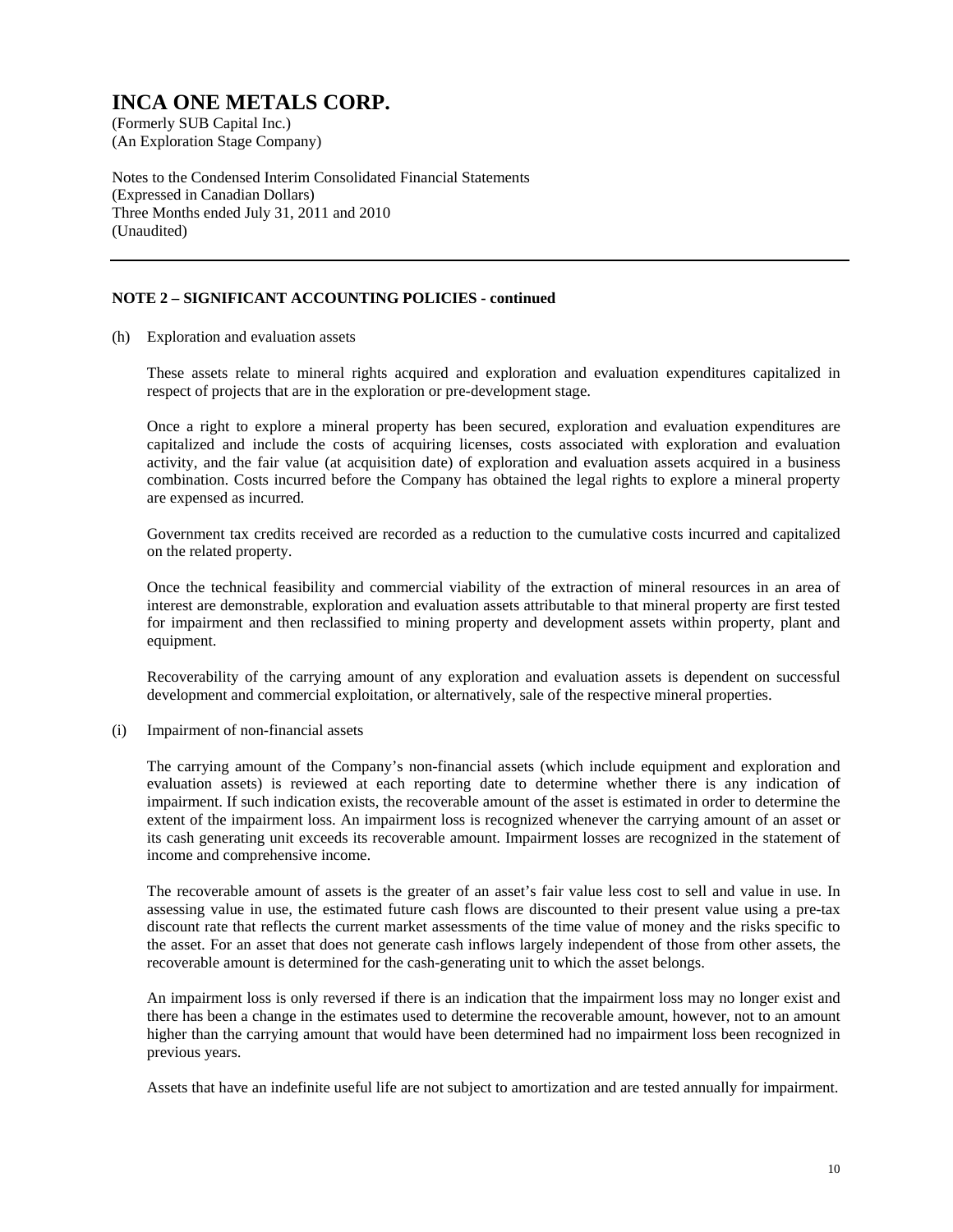## NOTE 2 – SIGNIFICANT ACCOUNTING POLICIES - continued

(h) Exploration and evaluation assets

These assets relate to mineral rights acquired and exploration and evaluation expenditures capitalized in respect of projects that are in the exploration or pre-development stage.

Once a right to explore a mineral property has been secured, exploration and evaluation expenditures are capitalized and include the costs of acquiring licenses, costs associated with exploration and evaluation activity, and the fair value (at acquisition date) of exploration and evaluation assets acquired in a business combination. Costs incurred before the Company has obtained the legal rights to explore a mineral property are expensed as incurred.

Government tax credits received are recorded as a reduction to the cumulative costs incurred and capitalized on the related property.

Once the technical feasibility and commercial viability of the extraction of mineral resources in an area of interest are demonstrable, exploration and evaluation assets attributable to that mineral property are first tested for impairment and then reclassified to mining property and development assets within property, plant and equipment.

Recoverability of the carrying amount of any exploration and evaluation assets is dependent on successful development and commercial exploitation, or alternatively, sale of the respective mineral properties.

(i) Impairment of non-financial assets

The carrying amount of the Company's non-financial assets (which include equipment and exploration and evaluation assets) is reviewed at each reporting date to determine whether there is any indication of impairment. If such indication exists, the recoverable amount of the asset is estimated in order to determine the extent of the impairment loss. An impairment loss is recognized whenever the carrying amount of an asset or its cash generating unit exceeds its recoverable amount. Impairment losses are recognized in the statement of income and comprehensive income.

The recoverable amount of assets is the greater of an asset's fair value less cost to sell and value in use. In assessing value in use, the estimated future cash flows are discounted to their present value using a pre-tax discount rate that reflects the current market assessments of the time value of money and the risks specific to the asset. For an asset that does not generate cash inflows largely independent of those from other assets, the recoverable amount is determined for the cash-generating unit to which the asset belongs.

An impairment loss is only reversed if there is an indication that the impairment loss may no longer exist and there has been a change in the estimates used to determine the recoverable amount, however, not to an amount higher than the carrying amount that would have been determined had no impairment loss been recognized in previous years.

Assets that have an indefinite useful life are not subject to amortization and are tested annually for impairment.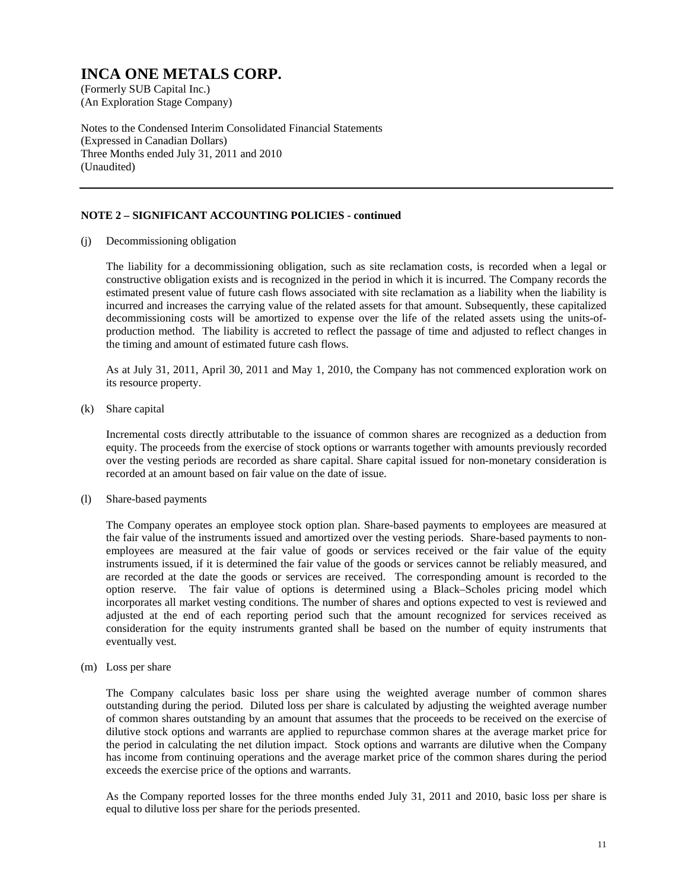# INCA ONE METALS CORP.

(Formerly SUB Capital Inc.)
(An Exploration Stage Company)

Notes to the Condensed Interim Consolidated Financial Statements
(Expressed in Canadian Dollars)
Three Months ended July 31, 2011 and 2010
(Unaudited)

---

**NOTE 2 – SIGNIFICANT ACCOUNTING POLICIES - continued**

(j) Decommissioning obligation

The liability for a decommissioning obligation, such as site reclamation costs, is recorded when a legal or constructive obligation exists and is recognized in the period in which it is incurred. The Company records the estimated present value of future cash flows associated with site reclamation as a liability when the liability is incurred and increases the carrying value of the related assets for that amount. Subsequently, these capitalized decommissioning costs will be amortized to expense over the life of the related assets using the units-of-production method. The liability is accreted to reflect the passage of time and adjusted to reflect changes in the timing and amount of estimated future cash flows.

As at July 31, 2011, April 30, 2011 and May 1, 2010, the Company has not commenced exploration work on its resource property.

(k) Share capital

Incremental costs directly attributable to the issuance of common shares are recognized as a deduction from equity. The proceeds from the exercise of stock options or warrants together with amounts previously recorded over the vesting periods are recorded as share capital. Share capital issued for non-monetary consideration is recorded at an amount based on fair value on the date of issue.

(l) Share-based payments

The Company operates an employee stock option plan. Share-based payments to employees are measured at the fair value of the instruments issued and amortized over the vesting periods. Share-based payments to non-employees are measured at the fair value of goods or services received or the fair value of the equity instruments issued, if it is determined the fair value of the goods or services cannot be reliably measured, and are recorded at the date the goods or services are received. The corresponding amount is recorded to the option reserve. The fair value of options is determined using a Black–Scholes pricing model which incorporates all market vesting conditions. The number of shares and options expected to vest is reviewed and adjusted at the end of each reporting period such that the amount recognized for services received as consideration for the equity instruments granted shall be based on the number of equity instruments that eventually vest.

(m) Loss per share

The Company calculates basic loss per share using the weighted average number of common shares outstanding during the period. Diluted loss per share is calculated by adjusting the weighted average number of common shares outstanding by an amount that assumes that the proceeds to be received on the exercise of dilutive stock options and warrants are applied to repurchase common shares at the average market price for the period in calculating the net dilution impact. Stock options and warrants are dilutive when the Company has income from continuing operations and the average market price of the common shares during the period exceeds the exercise price of the options and warrants.

As the Company reported losses for the three months ended July 31, 2011 and 2010, basic loss per share is equal to dilutive loss per share for the periods presented.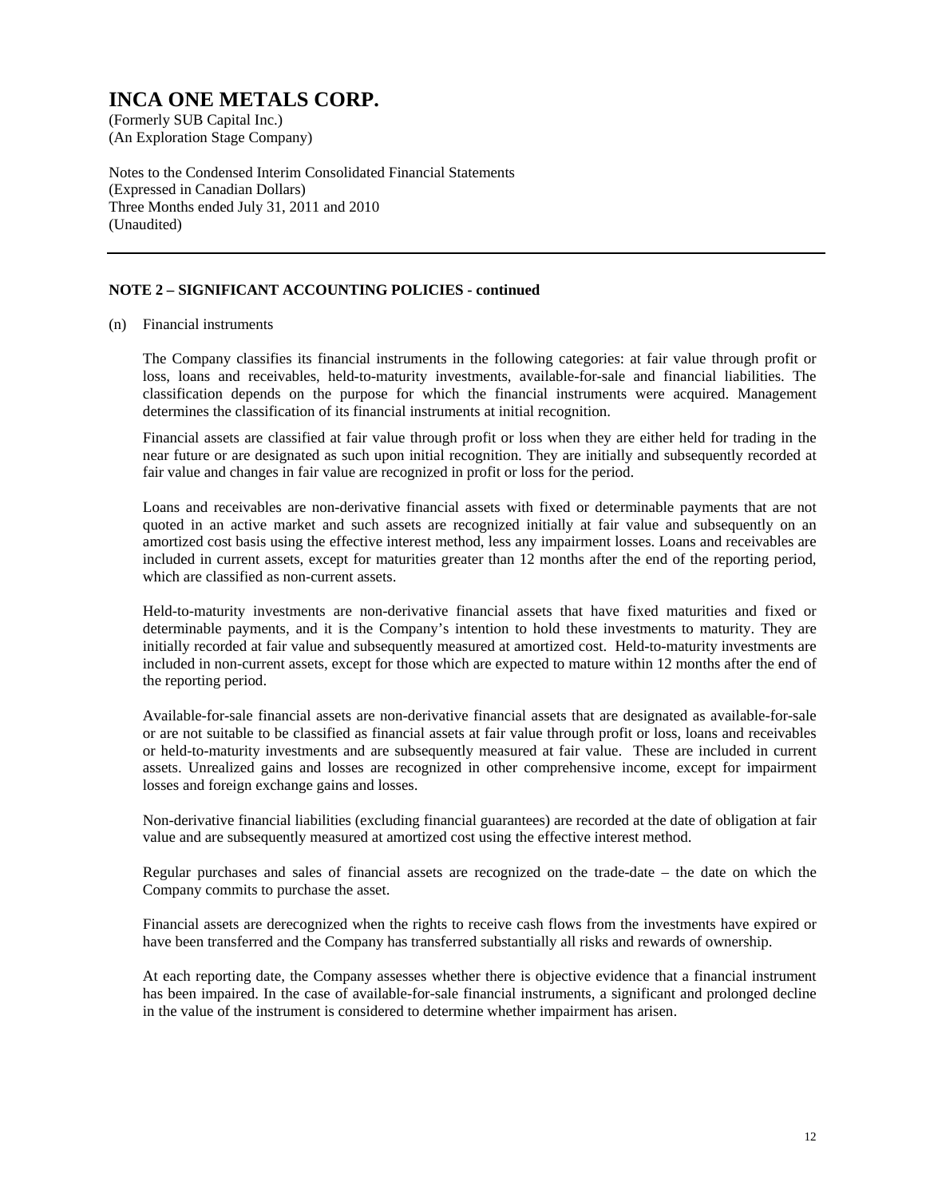## NOTE 2 – SIGNIFICANT ACCOUNTING POLICIES - continued

(n) Financial instruments

The Company classifies its financial instruments in the following categories: at fair value through profit or loss, loans and receivables, held-to-maturity investments, available-for-sale and financial liabilities. The classification depends on the purpose for which the financial instruments were acquired. Management determines the classification of its financial instruments at initial recognition.

Financial assets are classified at fair value through profit or loss when they are either held for trading in the near future or are designated as such upon initial recognition. They are initially and subsequently recorded at fair value and changes in fair value are recognized in profit or loss for the period.

Loans and receivables are non-derivative financial assets with fixed or determinable payments that are not quoted in an active market and such assets are recognized initially at fair value and subsequently on an amortized cost basis using the effective interest method, less any impairment losses. Loans and receivables are included in current assets, except for maturities greater than 12 months after the end of the reporting period, which are classified as non-current assets.

Held-to-maturity investments are non-derivative financial assets that have fixed maturities and fixed or determinable payments, and it is the Company's intention to hold these investments to maturity. They are initially recorded at fair value and subsequently measured at amortized cost. Held-to-maturity investments are included in non-current assets, except for those which are expected to mature within 12 months after the end of the reporting period.

Available-for-sale financial assets are non-derivative financial assets that are designated as available-for-sale or are not suitable to be classified as financial assets at fair value through profit or loss, loans and receivables or held-to-maturity investments and are subsequently measured at fair value. These are included in current assets. Unrealized gains and losses are recognized in other comprehensive income, except for impairment losses and foreign exchange gains and losses.

Non-derivative financial liabilities (excluding financial guarantees) are recorded at the date of obligation at fair value and are subsequently measured at amortized cost using the effective interest method.

Regular purchases and sales of financial assets are recognized on the trade-date – the date on which the Company commits to purchase the asset.

Financial assets are derecognized when the rights to receive cash flows from the investments have expired or have been transferred and the Company has transferred substantially all risks and rewards of ownership.

At each reporting date, the Company assesses whether there is objective evidence that a financial instrument has been impaired. In the case of available-for-sale financial instruments, a significant and prolonged decline in the value of the instrument is considered to determine whether impairment has arisen.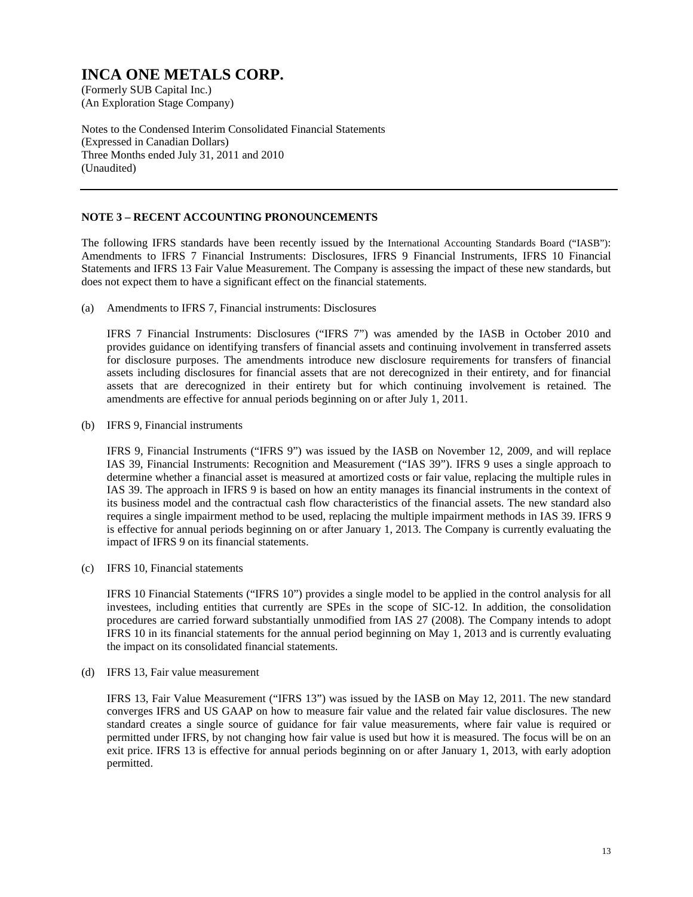# INCA ONE METALS CORP.

(Formerly SUB Capital Inc.)
(An Exploration Stage Company)

Notes to the Condensed Interim Consolidated Financial Statements
(Expressed in Canadian Dollars)
Three Months ended July 31, 2011 and 2010
(Unaudited)

---

## NOTE 3 – RECENT ACCOUNTING PRONOUNCEMENTS

The following IFRS standards have been recently issued by the International Accounting Standards Board ("IASB"): Amendments to IFRS 7 Financial Instruments: Disclosures, IFRS 9 Financial Instruments, IFRS 10 Financial Statements and IFRS 13 Fair Value Measurement. The Company is assessing the impact of these new standards, but does not expect them to have a significant effect on the financial statements.

(a) Amendments to IFRS 7, Financial instruments: Disclosures

IFRS 7 Financial Instruments: Disclosures ("IFRS 7") was amended by the IASB in October 2010 and provides guidance on identifying transfers of financial assets and continuing involvement in transferred assets for disclosure purposes. The amendments introduce new disclosure requirements for transfers of financial assets including disclosures for financial assets that are not derecognized in their entirety, and for financial assets that are derecognized in their entirety but for which continuing involvement is retained. The amendments are effective for annual periods beginning on or after July 1, 2011.

(b) IFRS 9, Financial instruments

IFRS 9, Financial Instruments ("IFRS 9") was issued by the IASB on November 12, 2009, and will replace IAS 39, Financial Instruments: Recognition and Measurement ("IAS 39"). IFRS 9 uses a single approach to determine whether a financial asset is measured at amortized costs or fair value, replacing the multiple rules in IAS 39. The approach in IFRS 9 is based on how an entity manages its financial instruments in the context of its business model and the contractual cash flow characteristics of the financial assets. The new standard also requires a single impairment method to be used, replacing the multiple impairment methods in IAS 39. IFRS 9 is effective for annual periods beginning on or after January 1, 2013. The Company is currently evaluating the impact of IFRS 9 on its financial statements.

(c) IFRS 10, Financial statements

IFRS 10 Financial Statements ("IFRS 10") provides a single model to be applied in the control analysis for all investees, including entities that currently are SPEs in the scope of SIC-12. In addition, the consolidation procedures are carried forward substantially unmodified from IAS 27 (2008). The Company intends to adopt IFRS 10 in its financial statements for the annual period beginning on May 1, 2013 and is currently evaluating the impact on its consolidated financial statements.

(d) IFRS 13, Fair value measurement

IFRS 13, Fair Value Measurement ("IFRS 13") was issued by the IASB on May 12, 2011. The new standard converges IFRS and US GAAP on how to measure fair value and the related fair value disclosures. The new standard creates a single source of guidance for fair value measurements, where fair value is required or permitted under IFRS, by not changing how fair value is used but how it is measured. The focus will be on an exit price. IFRS 13 is effective for annual periods beginning on or after January 1, 2013, with early adoption permitted.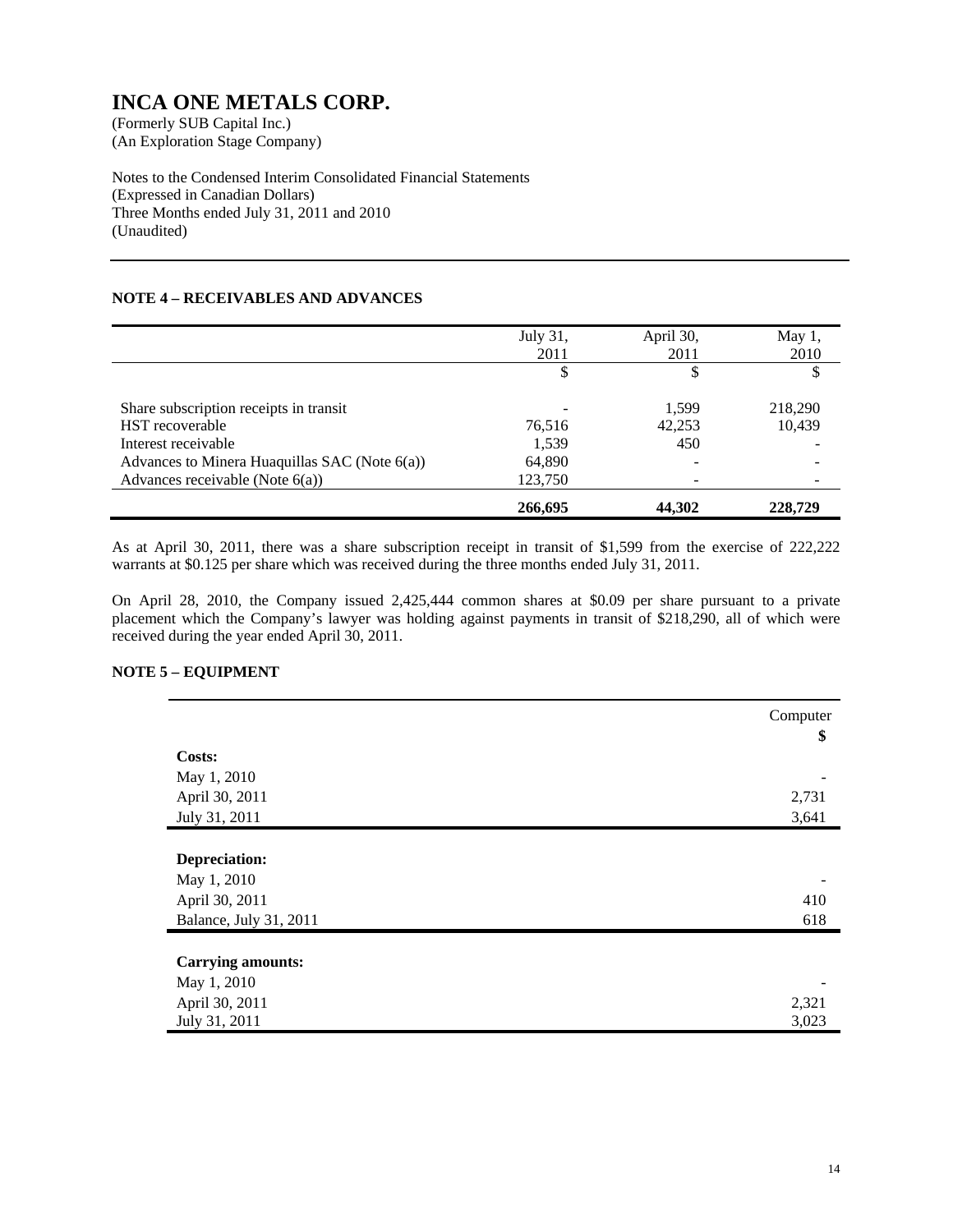# INCA ONE METALS CORP.

(Formerly SUB Capital Inc.)
(An Exploration Stage Company)

Notes to the Condensed Interim Consolidated Financial Statements
(Expressed in Canadian Dollars)
Three Months ended July 31, 2011 and 2010
(Unaudited)

## NOTE 4 – RECEIVABLES AND ADVANCES

| | July 31, 2011 | April 30, 2011 | May 1, 2010 |
|---|---|---|---|
| | $ | $ | $ |
| Share subscription receipts in transit | - | 1,599 | 218,290 |
| HST recoverable | 76,516 | 42,253 | 10,439 |
| Interest receivable | 1,539 | 450 | - |
| Advances to Minera Huaquillas SAC (Note 6(a)) | 64,890 | - | - |
| Advances receivable (Note 6(a)) | 123,750 | - | - |
| | **266,695** | **44,302** | **228,729** |

As at April 30, 2011, there was a share subscription receipt in transit of $1,599 from the exercise of 222,222 warrants at $0.125 per share which was received during the three months ended July 31, 2011.

On April 28, 2010, the Company issued 2,425,444 common shares at $0.09 per share pursuant to a private placement which the Company's lawyer was holding against payments in transit of $218,290, all of which were received during the year ended April 30, 2011.

## NOTE 5 – EQUIPMENT

| | Computer |
|---|---|
| | **$** |
| **Costs:** | |
| May 1, 2010 | - |
| April 30, 2011 | 2,731 |
| July 31, 2011 | 3,641 |
| | |
| **Depreciation:** | |
| May 1, 2010 | - |
| April 30, 2011 | 410 |
| Balance, July 31, 2011 | 618 |
| | |
| **Carrying amounts:** | |
| May 1, 2010 | - |
| April 30, 2011 | 2,321 |
| July 31, 2011 | 3,023 |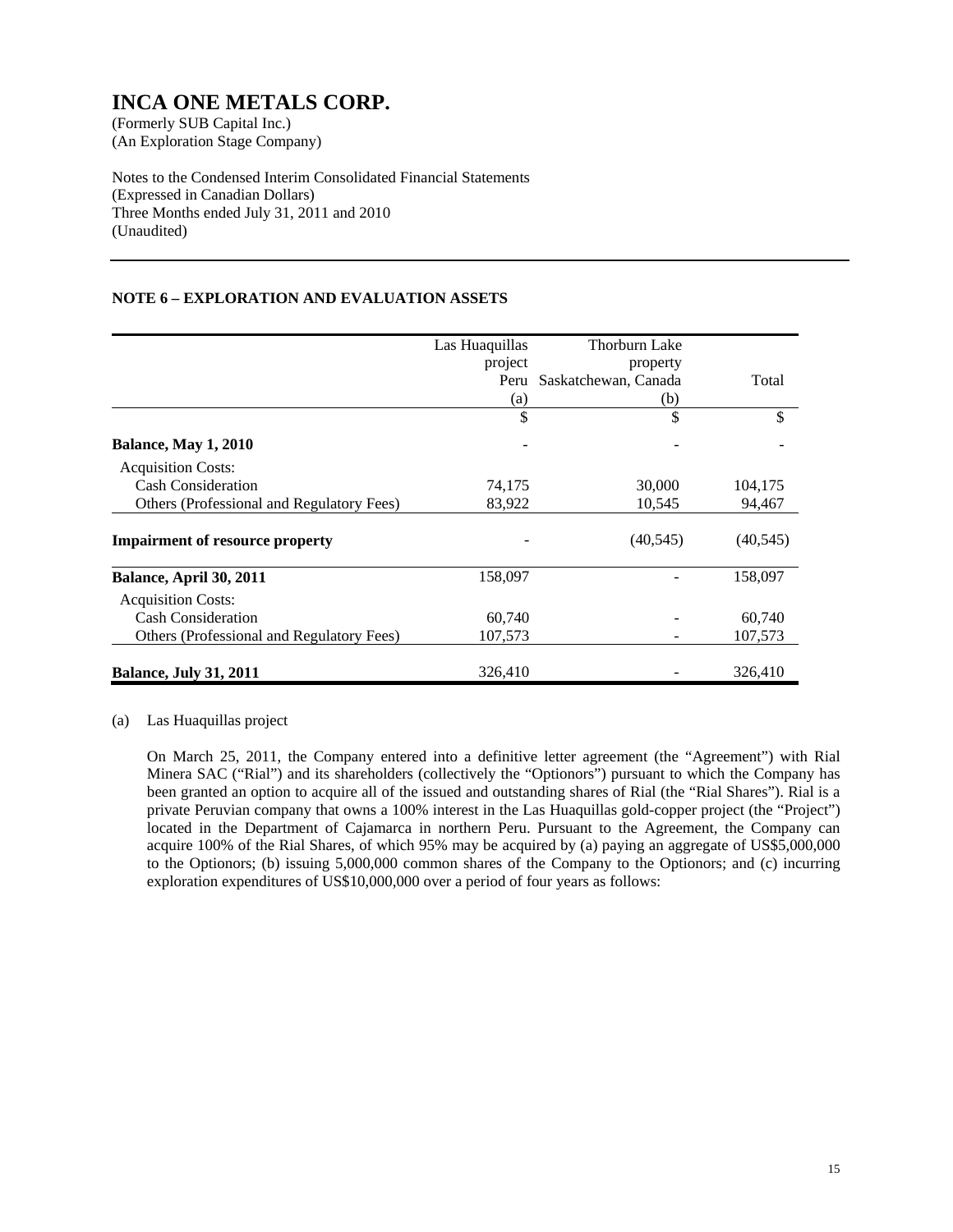# INCA ONE METALS CORP.

(Formerly SUB Capital Inc.)
(An Exploration Stage Company)

Notes to the Condensed Interim Consolidated Financial Statements
(Expressed in Canadian Dollars)
Three Months ended July 31, 2011 and 2010
(Unaudited)

## NOTE 6 – EXPLORATION AND EVALUATION ASSETS

| | Las Huaquillas project Peru (a) | Thorburn Lake property Saskatchewan, Canada (b) | Total |
|---|---|---|---|
| | $ | $ | $ |
| **Balance, May 1, 2010** | - | - | - |
| Acquisition Costs: | | | |
| Cash Consideration | 74,175 | 30,000 | 104,175 |
| Others (Professional and Regulatory Fees) | 83,922 | 10,545 | 94,467 |
| **Impairment of resource property** | - | (40,545) | (40,545) |
| **Balance, April 30, 2011** | 158,097 | - | 158,097 |
| Acquisition Costs: | | | |
| Cash Consideration | 60,740 | - | 60,740 |
| Others (Professional and Regulatory Fees) | 107,573 | - | 107,573 |
| **Balance, July 31, 2011** | 326,410 | - | 326,410 |

(a) Las Huaquillas project

On March 25, 2011, the Company entered into a definitive letter agreement (the "Agreement") with Rial Minera SAC ("Rial") and its shareholders (collectively the "Optionors") pursuant to which the Company has been granted an option to acquire all of the issued and outstanding shares of Rial (the "Rial Shares"). Rial is a private Peruvian company that owns a 100% interest in the Las Huaquillas gold-copper project (the "Project") located in the Department of Cajamarca in northern Peru. Pursuant to the Agreement, the Company can acquire 100% of the Rial Shares, of which 95% may be acquired by (a) paying an aggregate of US$5,000,000 to the Optionors; (b) issuing 5,000,000 common shares of the Company to the Optionors; and (c) incurring exploration expenditures of US$10,000,000 over a period of four years as follows: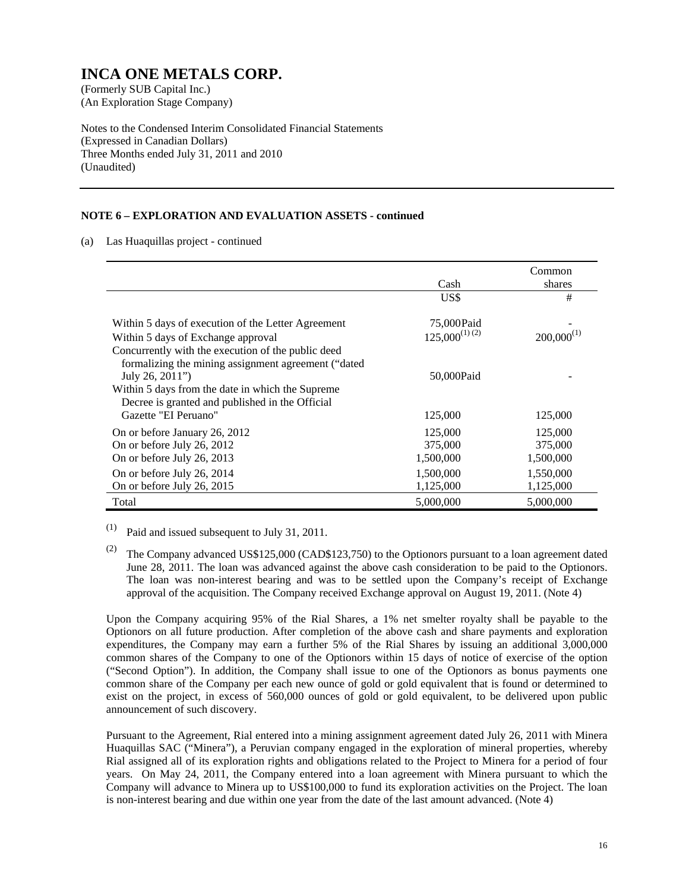# INCA ONE METALS CORP.

(Formerly SUB Capital Inc.)
(An Exploration Stage Company)

Notes to the Condensed Interim Consolidated Financial Statements
(Expressed in Canadian Dollars)
Three Months ended July 31, 2011 and 2010
(Unaudited)

**NOTE 6 – EXPLORATION AND EVALUATION ASSETS - continued**

(a) Las Huaquillas project - continued

| | Cash | Common shares |
|---|---|---|
| | US$ | # |
| Within 5 days of execution of the Letter Agreement | 75,000 Paid | - |
| Within 5 days of Exchange approval | 125,000 [(1) (2)] | 200,000 [(1)] |
| Concurrently with the execution of the public deed formalizing the mining assignment agreement ("dated July 26, 2011") | 50,000 Paid | - |
| Within 5 days from the date in which the Supreme Decree is granted and published in the Official Gazette "El Peruano" | 125,000 | 125,000 |
| On or before January 26, 2012 | 125,000 | 125,000 |
| On or before July 26, 2012 | 375,000 | 375,000 |
| On or before July 26, 2013 | 1,500,000 | 1,500,000 |
| On or before July 26, 2014 | 1,500,000 | 1,550,000 |
| On or before July 26, 2015 | 1,125,000 | 1,125,000 |
| Total | 5,000,000 | 5,000,000 |

(1) Paid and issued subsequent to July 31, 2011.

(2) The Company advanced US$125,000 (CAD$123,750) to the Optionors pursuant to a loan agreement dated June 28, 2011. The loan was advanced against the above cash consideration to be paid to the Optionors. The loan was non-interest bearing and was to be settled upon the Company's receipt of Exchange approval of the acquisition. The Company received Exchange approval on August 19, 2011. (Note 4)

Upon the Company acquiring 95% of the Rial Shares, a 1% net smelter royalty shall be payable to the Optionors on all future production. After completion of the above cash and share payments and exploration expenditures, the Company may earn a further 5% of the Rial Shares by issuing an additional 3,000,000 common shares of the Company to one of the Optionors within 15 days of notice of exercise of the option ("Second Option"). In addition, the Company shall issue to one of the Optionors as bonus payments one common share of the Company per each new ounce of gold or gold equivalent that is found or determined to exist on the project, in excess of 560,000 ounces of gold or gold equivalent, to be delivered upon public announcement of such discovery.

Pursuant to the Agreement, Rial entered into a mining assignment agreement dated July 26, 2011 with Minera Huaquillas SAC ("Minera"), a Peruvian company engaged in the exploration of mineral properties, whereby Rial assigned all of its exploration rights and obligations related to the Project to Minera for a period of four years. On May 24, 2011, the Company entered into a loan agreement with Minera pursuant to which the Company will advance to Minera up to US$100,000 to fund its exploration activities on the Project. The loan is non-interest bearing and due within one year from the date of the last amount advanced. (Note 4)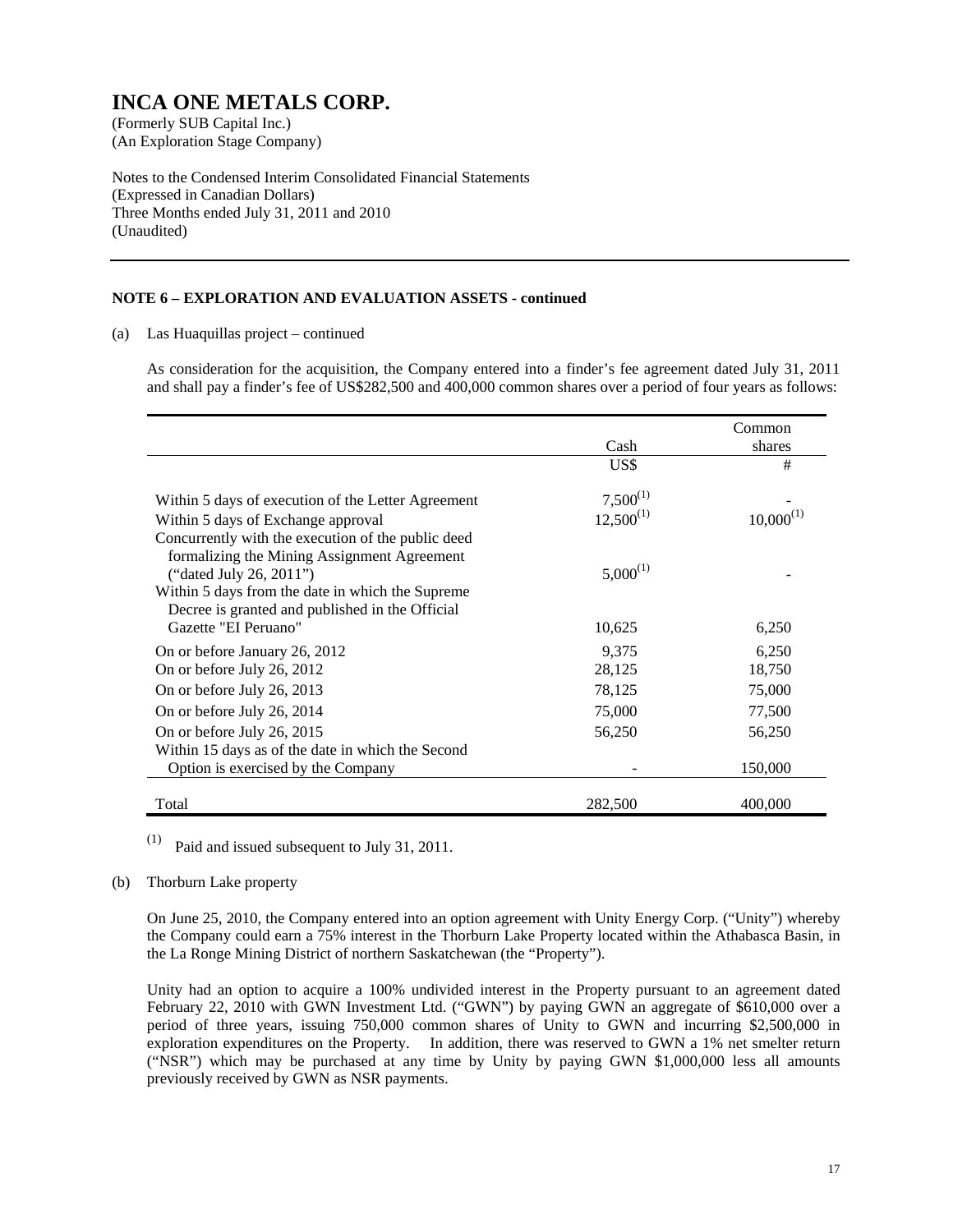# INCA ONE METALS CORP.

(Formerly SUB Capital Inc.)
(An Exploration Stage Company)

Notes to the Condensed Interim Consolidated Financial Statements
(Expressed in Canadian Dollars)
Three Months ended July 31, 2011 and 2010
(Unaudited)

**NOTE 6 – EXPLORATION AND EVALUATION ASSETS - continued**

(a) Las Huaquillas project – continued

As consideration for the acquisition, the Company entered into a finder's fee agreement dated July 31, 2011 and shall pay a finder's fee of US$282,500 and 400,000 common shares over a period of four years as follows:

| | Cash | Common shares |
|---|---|---|
| | US$ | # |
| Within 5 days of execution of the Letter Agreement | 7,500[(1)] | - |
| Within 5 days of Exchange approval | 12,500[(1)] | 10,000[(1)] |
| Concurrently with the execution of the public deed formalizing the Mining Assignment Agreement ("dated July 26, 2011") | 5,000[(1)] | - |
| Within 5 days from the date in which the Supreme Decree is granted and published in the Official Gazette "EI Peruano" | 10,625 | 6,250 |
| On or before January 26, 2012 | 9,375 | 6,250 |
| On or before July 26, 2012 | 28,125 | 18,750 |
| On or before July 26, 2013 | 78,125 | 75,000 |
| On or before July 26, 2014 | 75,000 | 77,500 |
| On or before July 26, 2015 | 56,250 | 56,250 |
| Within 15 days as of the date in which the Second Option is exercised by the Company | - | 150,000 |
| Total | 282,500 | 400,000 |

(1) Paid and issued subsequent to July 31, 2011.

(b) Thorburn Lake property

On June 25, 2010, the Company entered into an option agreement with Unity Energy Corp. ("Unity") whereby the Company could earn a 75% interest in the Thorburn Lake Property located within the Athabasca Basin, in the La Ronge Mining District of northern Saskatchewan (the "Property").

Unity had an option to acquire a 100% undivided interest in the Property pursuant to an agreement dated February 22, 2010 with GWN Investment Ltd. ("GWN") by paying GWN an aggregate of $610,000 over a period of three years, issuing 750,000 common shares of Unity to GWN and incurring $2,500,000 in exploration expenditures on the Property. In addition, there was reserved to GWN a 1% net smelter return ("NSR") which may be purchased at any time by Unity by paying GWN $1,000,000 less all amounts previously received by GWN as NSR payments.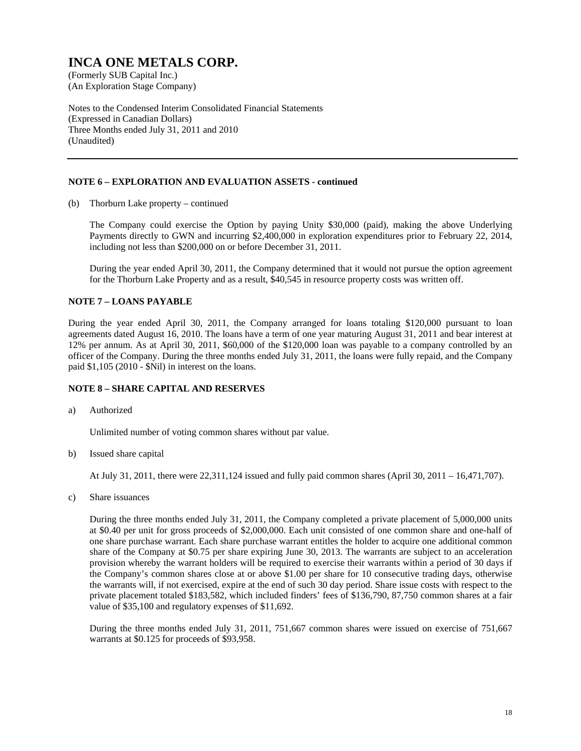# INCA ONE METALS CORP.

(Formerly SUB Capital Inc.)
(An Exploration Stage Company)

Notes to the Condensed Interim Consolidated Financial Statements
(Expressed in Canadian Dollars)
Three Months ended July 31, 2011 and 2010
(Unaudited)

---

## NOTE 6 – EXPLORATION AND EVALUATION ASSETS - continued

(b) Thorburn Lake property – continued

The Company could exercise the Option by paying Unity $30,000 (paid), making the above Underlying Payments directly to GWN and incurring $2,400,000 in exploration expenditures prior to February 22, 2014, including not less than $200,000 on or before December 31, 2011.

During the year ended April 30, 2011, the Company determined that it would not pursue the option agreement for the Thorburn Lake Property and as a result, $40,545 in resource property costs was written off.

## NOTE 7 – LOANS PAYABLE

During the year ended April 30, 2011, the Company arranged for loans totaling $120,000 pursuant to loan agreements dated August 16, 2010. The loans have a term of one year maturing August 31, 2011 and bear interest at 12% per annum. As at April 30, 2011, $60,000 of the $120,000 loan was payable to a company controlled by an officer of the Company. During the three months ended July 31, 2011, the loans were fully repaid, and the Company paid $1,105 (2010 - $Nil) in interest on the loans.

## NOTE 8 – SHARE CAPITAL AND RESERVES

a) Authorized

Unlimited number of voting common shares without par value.

b) Issued share capital

At July 31, 2011, there were 22,311,124 issued and fully paid common shares (April 30, 2011 – 16,471,707).

c) Share issuances

During the three months ended July 31, 2011, the Company completed a private placement of 5,000,000 units at $0.40 per unit for gross proceeds of $2,000,000. Each unit consisted of one common share and one-half of one share purchase warrant. Each share purchase warrant entitles the holder to acquire one additional common share of the Company at $0.75 per share expiring June 30, 2013. The warrants are subject to an acceleration provision whereby the warrant holders will be required to exercise their warrants within a period of 30 days if the Company's common shares close at or above $1.00 per share for 10 consecutive trading days, otherwise the warrants will, if not exercised, expire at the end of such 30 day period. Share issue costs with respect to the private placement totaled $183,582, which included finders' fees of $136,790, 87,750 common shares at a fair value of $35,100 and regulatory expenses of $11,692.

During the three months ended July 31, 2011, 751,667 common shares were issued on exercise of 751,667 warrants at $0.125 for proceeds of $93,958.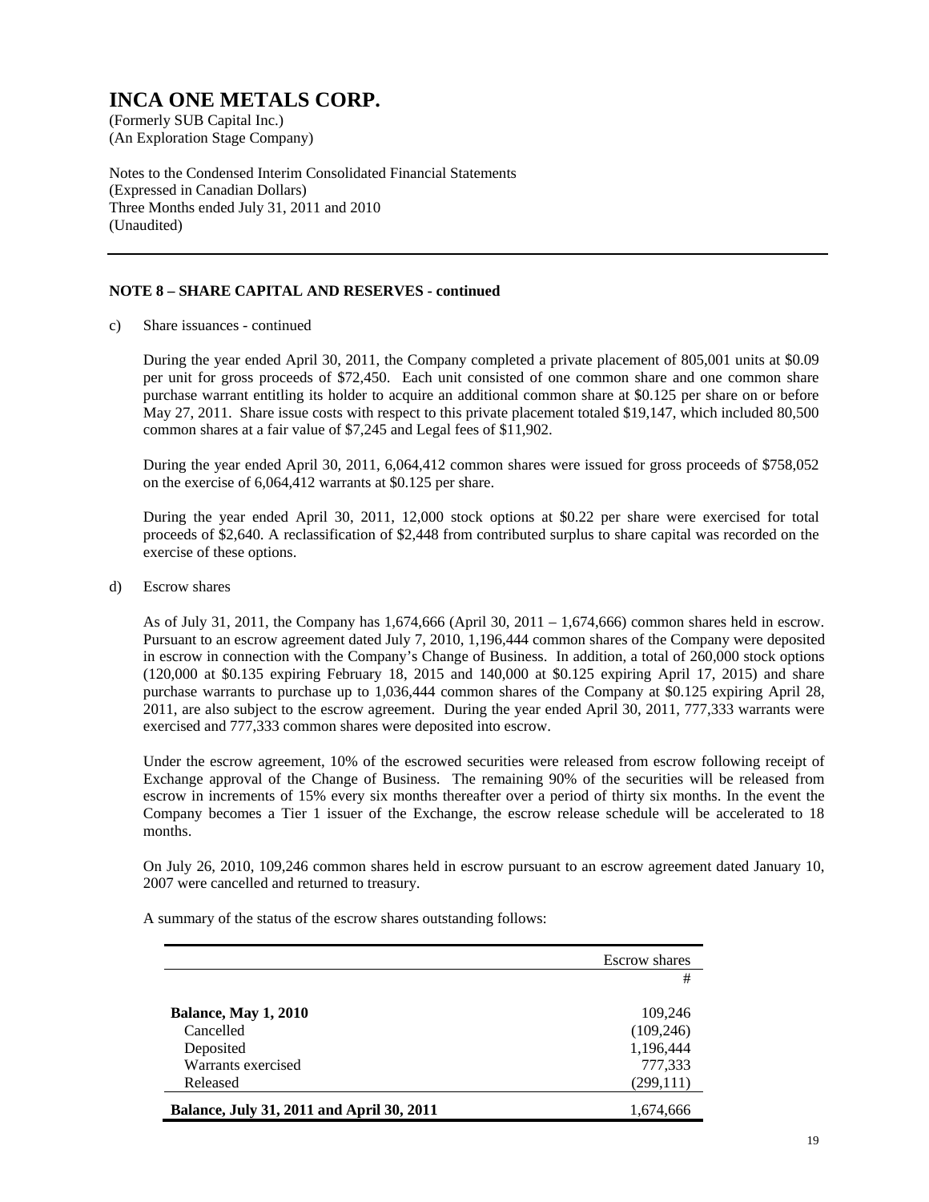# INCA ONE METALS CORP.

(Formerly SUB Capital Inc.)
(An Exploration Stage Company)

Notes to the Condensed Interim Consolidated Financial Statements
(Expressed in Canadian Dollars)
Three Months ended July 31, 2011 and 2010
(Unaudited)

**NOTE 8 – SHARE CAPITAL AND RESERVES - continued**

c) Share issuances - continued

During the year ended April 30, 2011, the Company completed a private placement of 805,001 units at $0.09 per unit for gross proceeds of $72,450. Each unit consisted of one common share and one common share purchase warrant entitling its holder to acquire an additional common share at $0.125 per share on or before May 27, 2011. Share issue costs with respect to this private placement totaled $19,147, which included 80,500 common shares at a fair value of $7,245 and Legal fees of $11,902.

During the year ended April 30, 2011, 6,064,412 common shares were issued for gross proceeds of $758,052 on the exercise of 6,064,412 warrants at $0.125 per share.

During the year ended April 30, 2011, 12,000 stock options at $0.22 per share were exercised for total proceeds of $2,640. A reclassification of $2,448 from contributed surplus to share capital was recorded on the exercise of these options.

d) Escrow shares

As of July 31, 2011, the Company has 1,674,666 (April 30, 2011 – 1,674,666) common shares held in escrow. Pursuant to an escrow agreement dated July 7, 2010, 1,196,444 common shares of the Company were deposited in escrow in connection with the Company's Change of Business. In addition, a total of 260,000 stock options (120,000 at $0.135 expiring February 18, 2015 and 140,000 at $0.125 expiring April 17, 2015) and share purchase warrants to purchase up to 1,036,444 common shares of the Company at $0.125 expiring April 28, 2011, are also subject to the escrow agreement. During the year ended April 30, 2011, 777,333 warrants were exercised and 777,333 common shares were deposited into escrow.

Under the escrow agreement, 10% of the escrowed securities were released from escrow following receipt of Exchange approval of the Change of Business. The remaining 90% of the securities will be released from escrow in increments of 15% every six months thereafter over a period of thirty six months. In the event the Company becomes a Tier 1 issuer of the Exchange, the escrow release schedule will be accelerated to 18 months.

On July 26, 2010, 109,246 common shares held in escrow pursuant to an escrow agreement dated January 10, 2007 were cancelled and returned to treasury.

A summary of the status of the escrow shares outstanding follows:

| | Escrow shares |
|---|---|
| | # |
| **Balance, May 1, 2010** | 109,246 |
| Cancelled | (109,246) |
| Deposited | 1,196,444 |
| Warrants exercised | 777,333 |
| Released | (299,111) |
| **Balance, July 31, 2011 and April 30, 2011** | 1,674,666 |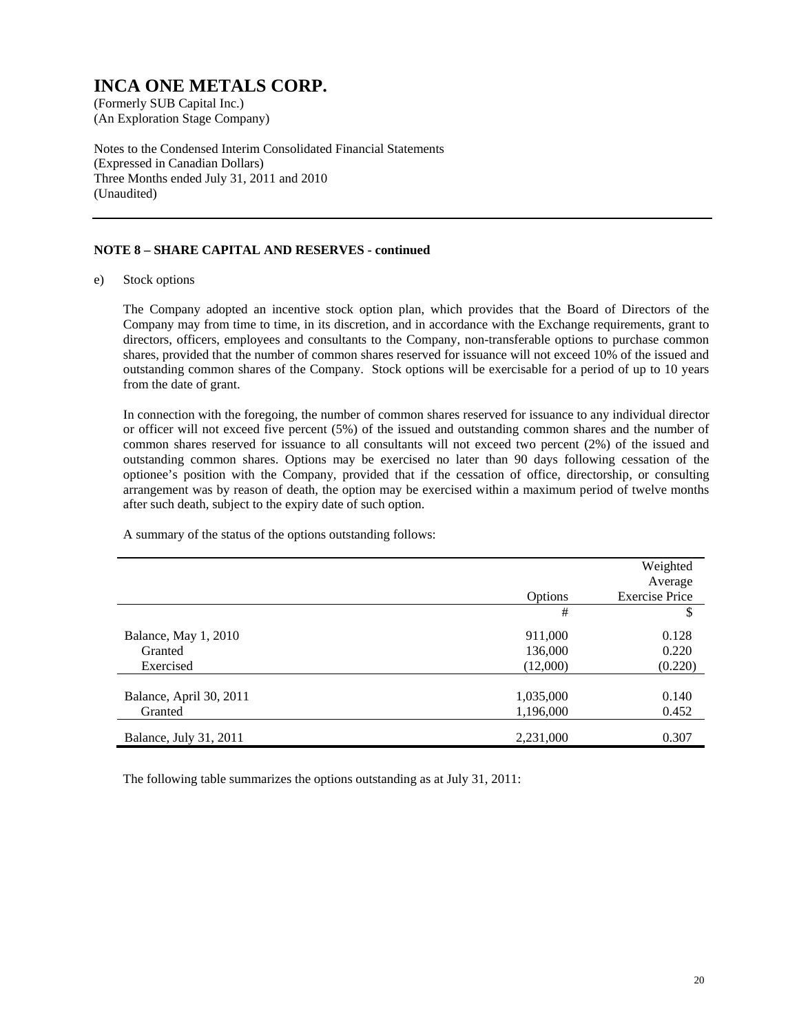# INCA ONE METALS CORP.

(Formerly SUB Capital Inc.)
(An Exploration Stage Company)

Notes to the Condensed Interim Consolidated Financial Statements
(Expressed in Canadian Dollars)
Three Months ended July 31, 2011 and 2010
(Unaudited)

---

**NOTE 8 – SHARE CAPITAL AND RESERVES - continued**

e) Stock options

The Company adopted an incentive stock option plan, which provides that the Board of Directors of the Company may from time to time, in its discretion, and in accordance with the Exchange requirements, grant to directors, officers, employees and consultants to the Company, non-transferable options to purchase common shares, provided that the number of common shares reserved for issuance will not exceed 10% of the issued and outstanding common shares of the Company. Stock options will be exercisable for a period of up to 10 years from the date of grant.

In connection with the foregoing, the number of common shares reserved for issuance to any individual director or officer will not exceed five percent (5%) of the issued and outstanding common shares and the number of common shares reserved for issuance to all consultants will not exceed two percent (2%) of the issued and outstanding common shares. Options may be exercised no later than 90 days following cessation of the optionee's position with the Company, provided that if the cessation of office, directorship, or consulting arrangement was by reason of death, the option may be exercised within a maximum period of twelve months after such death, subject to the expiry date of such option.

A summary of the status of the options outstanding follows:

| | Options | Weighted Average Exercise Price |
|---|---|---|
| | # | $ |
| Balance, May 1, 2010 | 911,000 | 0.128 |
| Granted | 136,000 | 0.220 |
| Exercised | (12,000) | (0.220) |
| Balance, April 30, 2011 | 1,035,000 | 0.140 |
| Granted | 1,196,000 | 0.452 |
| Balance, July 31, 2011 | 2,231,000 | 0.307 |

The following table summarizes the options outstanding as at July 31, 2011: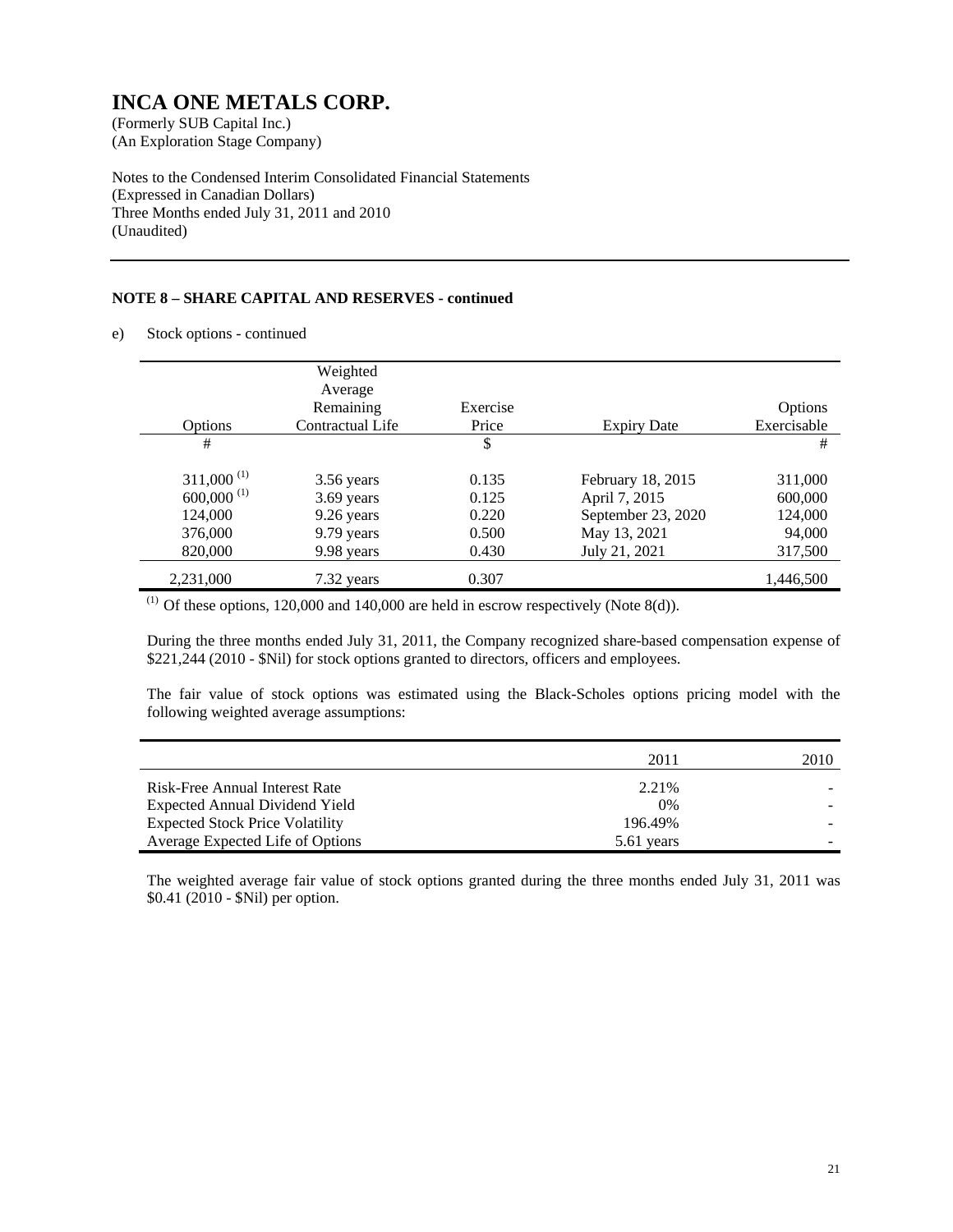# INCA ONE METALS CORP.

(Formerly SUB Capital Inc.)
(An Exploration Stage Company)

Notes to the Condensed Interim Consolidated Financial Statements
(Expressed in Canadian Dollars)
Three Months ended July 31, 2011 and 2010
(Unaudited)

**NOTE 8 – SHARE CAPITAL AND RESERVES - continued**

e) Stock options - continued

| Options | Weighted Average Remaining Contractual Life | Exercise Price | Expiry Date | Options Exercisable |
|---|---|---|---|---|
| # | | $ | | # |
| 311,000 [(1)] | 3.56 years | 0.135 | February 18, 2015 | 311,000 |
| 600,000 [(1)] | 3.69 years | 0.125 | April 7, 2015 | 600,000 |
| 124,000 | 9.26 years | 0.220 | September 23, 2020 | 124,000 |
| 376,000 | 9.79 years | 0.500 | May 13, 2021 | 94,000 |
| 820,000 | 9.98 years | 0.430 | July 21, 2021 | 317,500 |
| 2,231,000 | 7.32 years | 0.307 | | 1,446,500 |

[(1)] Of these options, 120,000 and 140,000 are held in escrow respectively (Note 8(d)).

During the three months ended July 31, 2011, the Company recognized share-based compensation expense of $221,244 (2010 - $Nil) for stock options granted to directors, officers and employees.

The fair value of stock options was estimated using the Black-Scholes options pricing model with the following weighted average assumptions:

| | 2011 | 2010 |
|---|---|---|
| Risk-Free Annual Interest Rate | 2.21% | - |
| Expected Annual Dividend Yield | 0% | - |
| Expected Stock Price Volatility | 196.49% | - |
| Average Expected Life of Options | 5.61 years | - |

The weighted average fair value of stock options granted during the three months ended July 31, 2011 was $0.41 (2010 - $Nil) per option.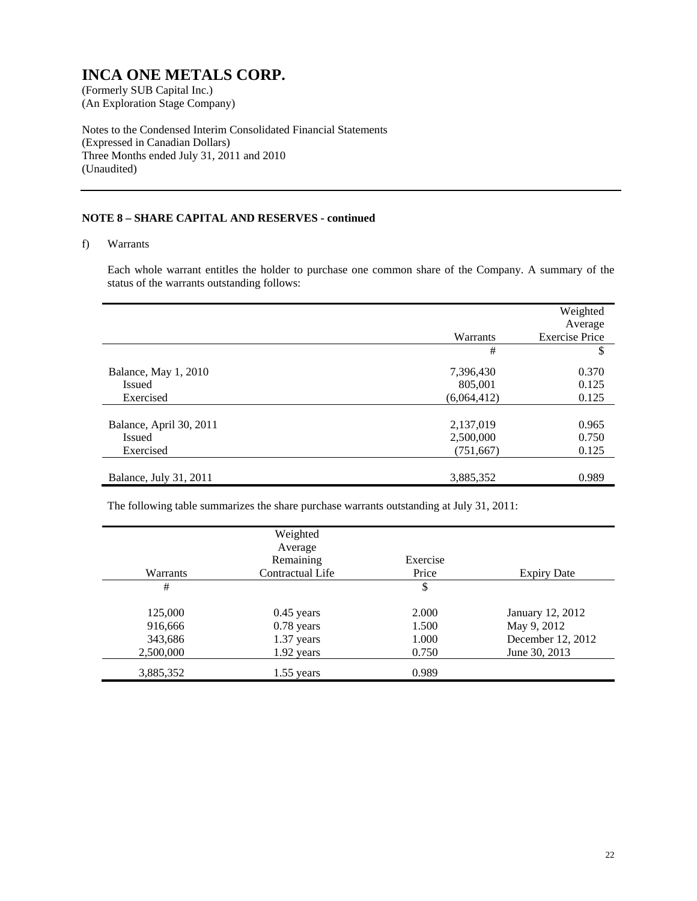# INCA ONE METALS CORP.

(Formerly SUB Capital Inc.)
(An Exploration Stage Company)

Notes to the Condensed Interim Consolidated Financial Statements
(Expressed in Canadian Dollars)
Three Months ended July 31, 2011 and 2010
(Unaudited)

## NOTE 8 – SHARE CAPITAL AND RESERVES - continued

f) Warrants

Each whole warrant entitles the holder to purchase one common share of the Company. A summary of the status of the warrants outstanding follows:

| | Warrants | Weighted Average Exercise Price |
|---|---|---|
| | # | $ |
| Balance, May 1, 2010 | 7,396,430 | 0.370 |
| Issued | 805,001 | 0.125 |
| Exercised | (6,064,412) | 0.125 |
| Balance, April 30, 2011 | 2,137,019 | 0.965 |
| Issued | 2,500,000 | 0.750 |
| Exercised | (751,667) | 0.125 |
| Balance, July 31, 2011 | 3,885,352 | 0.989 |

The following table summarizes the share purchase warrants outstanding at July 31, 2011:

| Warrants | Weighted Average Remaining Contractual Life | Exercise Price | Expiry Date |
|---|---|---|---|
| # | | $ | |
| 125,000 | 0.45 years | 2.000 | January 12, 2012 |
| 916,666 | 0.78 years | 1.500 | May 9, 2012 |
| 343,686 | 1.37 years | 1.000 | December 12, 2012 |
| 2,500,000 | 1.92 years | 0.750 | June 30, 2013 |
| 3,885,352 | 1.55 years | 0.989 | |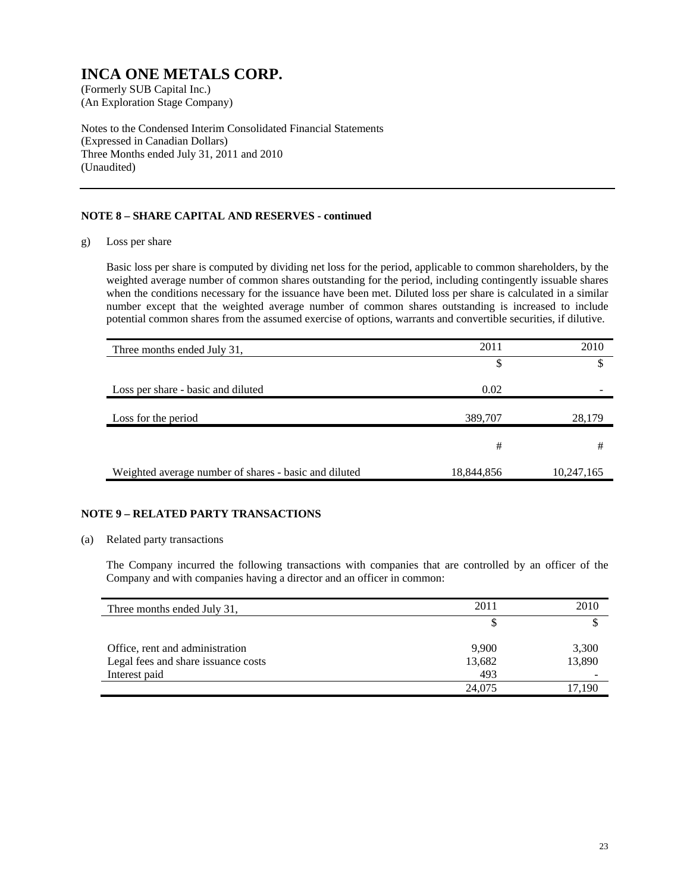# INCA ONE METALS CORP.

(Formerly SUB Capital Inc.)
(An Exploration Stage Company)

Notes to the Condensed Interim Consolidated Financial Statements
(Expressed in Canadian Dollars)
Three Months ended July 31, 2011 and 2010
(Unaudited)

**NOTE 8 – SHARE CAPITAL AND RESERVES - continued**

g) Loss per share

Basic loss per share is computed by dividing net loss for the period, applicable to common shareholders, by the weighted average number of common shares outstanding for the period, including contingently issuable shares when the conditions necessary for the issuance have been met. Diluted loss per share is calculated in a similar number except that the weighted average number of common shares outstanding is increased to include potential common shares from the assumed exercise of options, warrants and convertible securities, if dilutive.

| Three months ended July 31, | 2011 | 2010 |
|---|---|---|
| | $ | $ |
| Loss per share - basic and diluted | 0.02 | - |
| Loss for the period | 389,707 | 28,179 |
| | # | # |
| Weighted average number of shares - basic and diluted | 18,844,856 | 10,247,165 |

**NOTE 9 – RELATED PARTY TRANSACTIONS**

(a) Related party transactions

The Company incurred the following transactions with companies that are controlled by an officer of the Company and with companies having a director and an officer in common:

| Three months ended July 31, | 2011 | 2010 |
|---|---|---|
| | $ | $ |
| Office, rent and administration | 9,900 | 3,300 |
| Legal fees and share issuance costs | 13,682 | 13,890 |
| Interest paid | 493 | - |
| | 24,075 | 17,190 |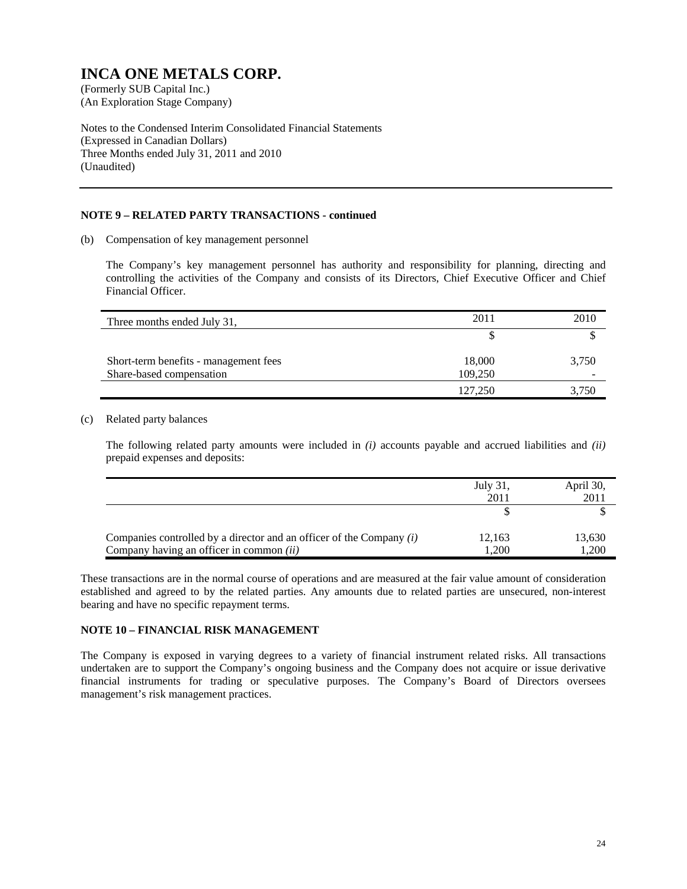# INCA ONE METALS CORP.

(Formerly SUB Capital Inc.)
(An Exploration Stage Company)

Notes to the Condensed Interim Consolidated Financial Statements
(Expressed in Canadian Dollars)
Three Months ended July 31, 2011 and 2010
(Unaudited)

**NOTE 9 – RELATED PARTY TRANSACTIONS - continued**

(b) Compensation of key management personnel

The Company's key management personnel has authority and responsibility for planning, directing and controlling the activities of the Company and consists of its Directors, Chief Executive Officer and Chief Financial Officer.

| Three months ended July 31, | 2011 | 2010 |
|---|---|---|
| | $ | $ |
| Short-term benefits - management fees | 18,000 | 3,750 |
| Share-based compensation | 109,250 | - |
| | 127,250 | 3,750 |

(c) Related party balances

The following related party amounts were included in *(i)* accounts payable and accrued liabilities and *(ii)* prepaid expenses and deposits:

| | July 31, 2011 | April 30, 2011 |
|---|---|---|
| | $ | $ |
| Companies controlled by a director and an officer of the Company *(i)* | 12,163 | 13,630 |
| Company having an officer in common *(ii)* | 1,200 | 1,200 |

These transactions are in the normal course of operations and are measured at the fair value amount of consideration established and agreed to by the related parties. Any amounts due to related parties are unsecured, non-interest bearing and have no specific repayment terms.

**NOTE 10 – FINANCIAL RISK MANAGEMENT**

The Company is exposed in varying degrees to a variety of financial instrument related risks. All transactions undertaken are to support the Company's ongoing business and the Company does not acquire or issue derivative financial instruments for trading or speculative purposes. The Company's Board of Directors oversees management's risk management practices.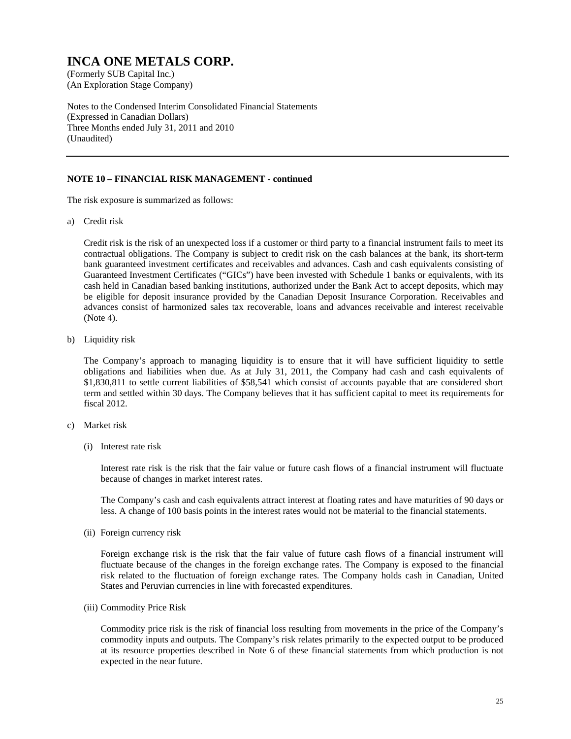# INCA ONE METALS CORP.

(Formerly SUB Capital Inc.)
(An Exploration Stage Company)

Notes to the Condensed Interim Consolidated Financial Statements
(Expressed in Canadian Dollars)
Three Months ended July 31, 2011 and 2010
(Unaudited)

---

**NOTE 10 – FINANCIAL RISK MANAGEMENT - continued**

The risk exposure is summarized as follows:

a) Credit risk

Credit risk is the risk of an unexpected loss if a customer or third party to a financial instrument fails to meet its contractual obligations. The Company is subject to credit risk on the cash balances at the bank, its short-term bank guaranteed investment certificates and receivables and advances. Cash and cash equivalents consisting of Guaranteed Investment Certificates ("GICs") have been invested with Schedule 1 banks or equivalents, with its cash held in Canadian based banking institutions, authorized under the Bank Act to accept deposits, which may be eligible for deposit insurance provided by the Canadian Deposit Insurance Corporation. Receivables and advances consist of harmonized sales tax recoverable, loans and advances receivable and interest receivable (Note 4).

b) Liquidity risk

The Company's approach to managing liquidity is to ensure that it will have sufficient liquidity to settle obligations and liabilities when due. As at July 31, 2011, the Company had cash and cash equivalents of $1,830,811 to settle current liabilities of $58,541 which consist of accounts payable that are considered short term and settled within 30 days. The Company believes that it has sufficient capital to meet its requirements for fiscal 2012.

c) Market risk

(i) Interest rate risk

Interest rate risk is the risk that the fair value or future cash flows of a financial instrument will fluctuate because of changes in market interest rates.

The Company's cash and cash equivalents attract interest at floating rates and have maturities of 90 days or less. A change of 100 basis points in the interest rates would not be material to the financial statements.

(ii) Foreign currency risk

Foreign exchange risk is the risk that the fair value of future cash flows of a financial instrument will fluctuate because of the changes in the foreign exchange rates. The Company is exposed to the financial risk related to the fluctuation of foreign exchange rates. The Company holds cash in Canadian, United States and Peruvian currencies in line with forecasted expenditures.

(iii) Commodity Price Risk

Commodity price risk is the risk of financial loss resulting from movements in the price of the Company's commodity inputs and outputs. The Company's risk relates primarily to the expected output to be produced at its resource properties described in Note 6 of these financial statements from which production is not expected in the near future.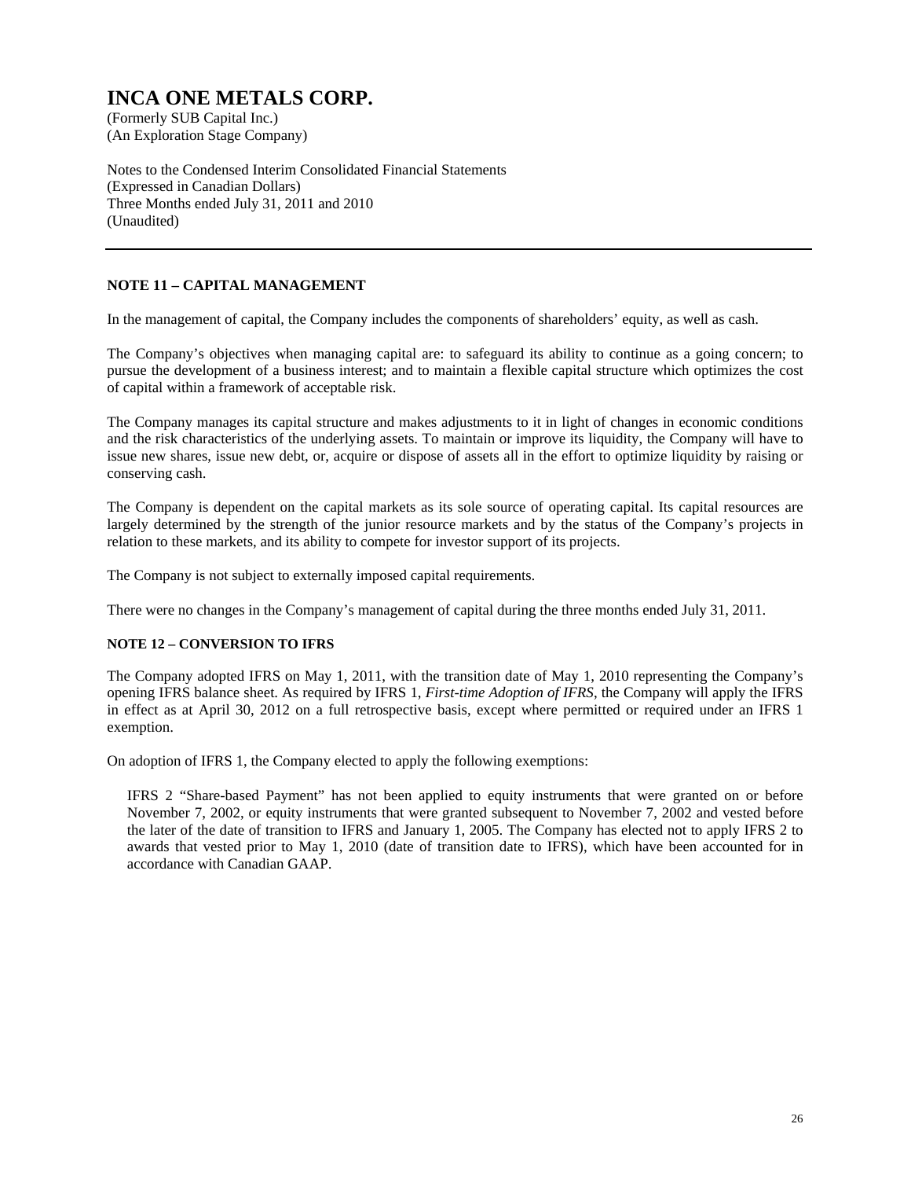# INCA ONE METALS CORP.

(Formerly SUB Capital Inc.)
(An Exploration Stage Company)

Notes to the Condensed Interim Consolidated Financial Statements
(Expressed in Canadian Dollars)
Three Months ended July 31, 2011 and 2010
(Unaudited)

---

### NOTE 11 – CAPITAL MANAGEMENT

In the management of capital, the Company includes the components of shareholders' equity, as well as cash.

The Company's objectives when managing capital are: to safeguard its ability to continue as a going concern; to pursue the development of a business interest; and to maintain a flexible capital structure which optimizes the cost of capital within a framework of acceptable risk.

The Company manages its capital structure and makes adjustments to it in light of changes in economic conditions and the risk characteristics of the underlying assets. To maintain or improve its liquidity, the Company will have to issue new shares, issue new debt, or, acquire or dispose of assets all in the effort to optimize liquidity by raising or conserving cash.

The Company is dependent on the capital markets as its sole source of operating capital. Its capital resources are largely determined by the strength of the junior resource markets and by the status of the Company's projects in relation to these markets, and its ability to compete for investor support of its projects.

The Company is not subject to externally imposed capital requirements.

There were no changes in the Company's management of capital during the three months ended July 31, 2011.

### NOTE 12 – CONVERSION TO IFRS

The Company adopted IFRS on May 1, 2011, with the transition date of May 1, 2010 representing the Company's opening IFRS balance sheet. As required by IFRS 1, *First-time Adoption of IFRS*, the Company will apply the IFRS in effect as at April 30, 2012 on a full retrospective basis, except where permitted or required under an IFRS 1 exemption.

On adoption of IFRS 1, the Company elected to apply the following exemptions:

> IFRS 2 "Share-based Payment" has not been applied to equity instruments that were granted on or before November 7, 2002, or equity instruments that were granted subsequent to November 7, 2002 and vested before the later of the date of transition to IFRS and January 1, 2005. The Company has elected not to apply IFRS 2 to awards that vested prior to May 1, 2010 (date of transition date to IFRS), which have been accounted for in accordance with Canadian GAAP.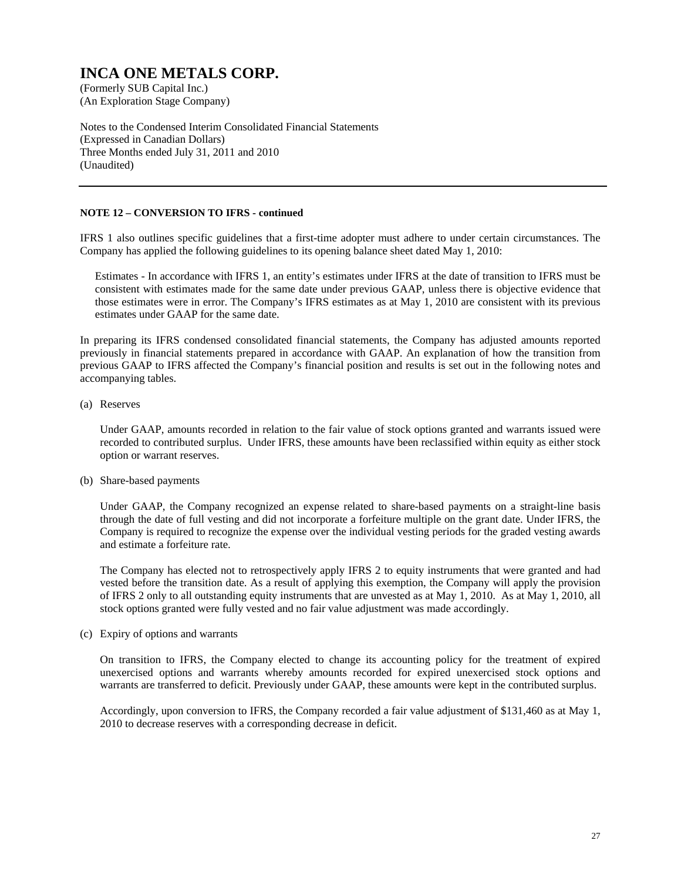# INCA ONE METALS CORP.

(Formerly SUB Capital Inc.)
(An Exploration Stage Company)

Notes to the Condensed Interim Consolidated Financial Statements
(Expressed in Canadian Dollars)
Three Months ended July 31, 2011 and 2010
(Unaudited)

**NOTE 12 – CONVERSION TO IFRS - continued**

IFRS 1 also outlines specific guidelines that a first-time adopter must adhere to under certain circumstances. The Company has applied the following guidelines to its opening balance sheet dated May 1, 2010:

Estimates - In accordance with IFRS 1, an entity's estimates under IFRS at the date of transition to IFRS must be consistent with estimates made for the same date under previous GAAP, unless there is objective evidence that those estimates were in error. The Company's IFRS estimates as at May 1, 2010 are consistent with its previous estimates under GAAP for the same date.

In preparing its IFRS condensed consolidated financial statements, the Company has adjusted amounts reported previously in financial statements prepared in accordance with GAAP. An explanation of how the transition from previous GAAP to IFRS affected the Company's financial position and results is set out in the following notes and accompanying tables.

(a) Reserves

Under GAAP, amounts recorded in relation to the fair value of stock options granted and warrants issued were recorded to contributed surplus. Under IFRS, these amounts have been reclassified within equity as either stock option or warrant reserves.

(b) Share-based payments

Under GAAP, the Company recognized an expense related to share-based payments on a straight-line basis through the date of full vesting and did not incorporate a forfeiture multiple on the grant date. Under IFRS, the Company is required to recognize the expense over the individual vesting periods for the graded vesting awards and estimate a forfeiture rate.

The Company has elected not to retrospectively apply IFRS 2 to equity instruments that were granted and had vested before the transition date. As a result of applying this exemption, the Company will apply the provision of IFRS 2 only to all outstanding equity instruments that are unvested as at May 1, 2010. As at May 1, 2010, all stock options granted were fully vested and no fair value adjustment was made accordingly.

(c) Expiry of options and warrants

On transition to IFRS, the Company elected to change its accounting policy for the treatment of expired unexercised options and warrants whereby amounts recorded for expired unexercised stock options and warrants are transferred to deficit. Previously under GAAP, these amounts were kept in the contributed surplus.

Accordingly, upon conversion to IFRS, the Company recorded a fair value adjustment of $131,460 as at May 1, 2010 to decrease reserves with a corresponding decrease in deficit.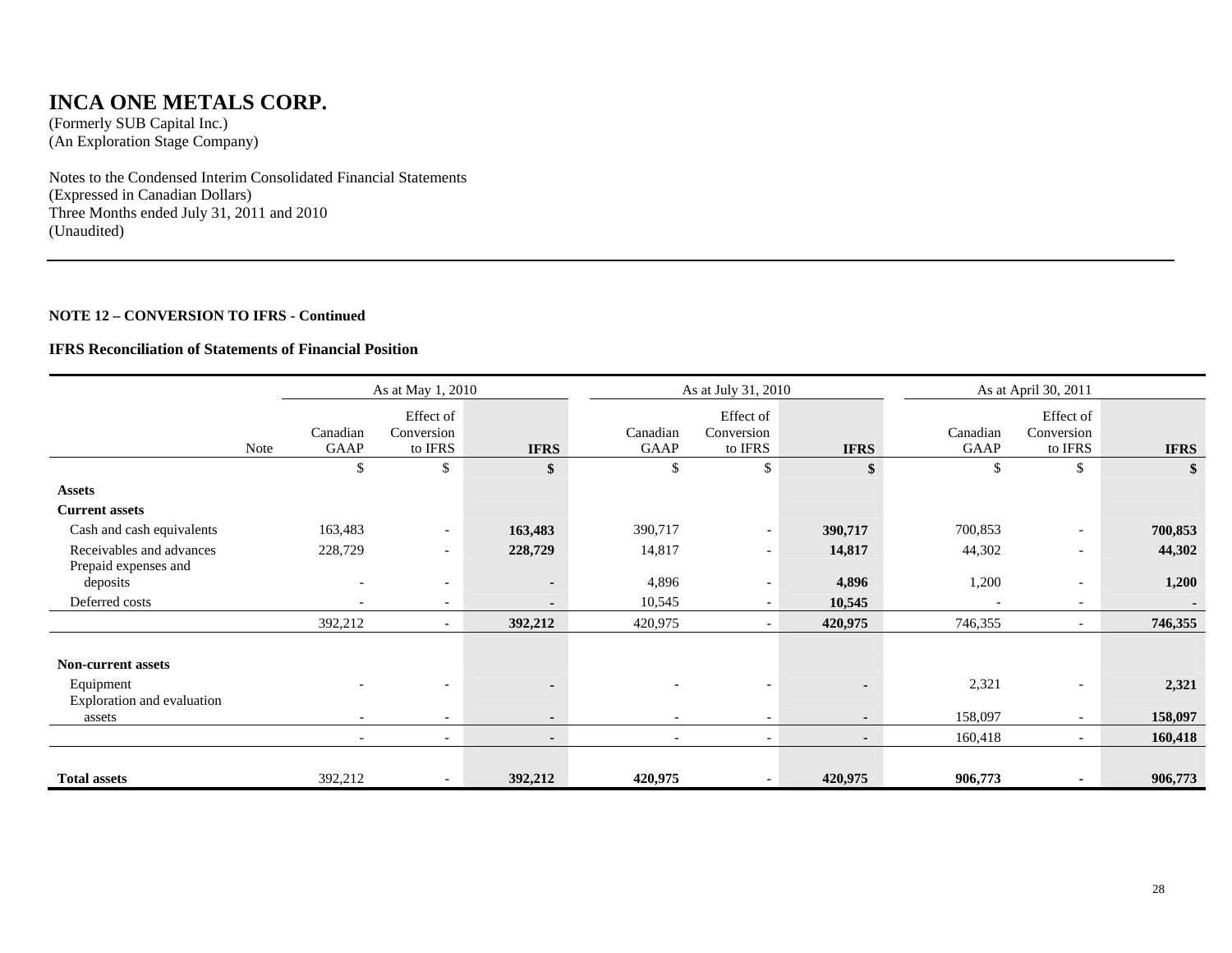# INCA ONE METALS CORP.

(Formerly SUB Capital Inc.)
(An Exploration Stage Company)

Notes to the Condensed Interim Consolidated Financial Statements
(Expressed in Canadian Dollars)
Three Months ended July 31, 2011 and 2010
(Unaudited)

**NOTE 12 – CONVERSION TO IFRS - Continued**

**IFRS Reconciliation of Statements of Financial Position**

| | | As at May 1, 2010 | | | As at July 31, 2010 | | | As at April 30, 2011 | | |
|---|---|---|---|---|---|---|---|---|---|---|
| | Note | Canadian GAAP | Effect of Conversion to IFRS | **IFRS** | Canadian GAAP | Effect of Conversion to IFRS | **IFRS** | Canadian GAAP | Effect of Conversion to IFRS | **IFRS** |
| | | $ | $ | **$** | $ | $ | **$** | $ | $ | **$** |
| **Assets** | | | | | | | | | | |
| **Current assets** | | | | | | | | | | |
| Cash and cash equivalents | | 163,483 | - | **163,483** | 390,717 | - | **390,717** | 700,853 | - | **700,853** |
| Receivables and advances | | 228,729 | - | **228,729** | 14,817 | - | **14,817** | 44,302 | - | **44,302** |
| Prepaid expenses and deposits | | - | - | **-** | 4,896 | - | **4,896** | 1,200 | - | **1,200** |
| Deferred costs | | - | - | **-** | 10,545 | - | **10,545** | - | - | **-** |
| | | 392,212 | - | **392,212** | 420,975 | - | **420,975** | 746,355 | - | **746,355** |
| **Non-current assets** | | | | | | | | | | |
| Equipment | | - | - | **-** | - | - | **-** | 2,321 | - | **2,321** |
| Exploration and evaluation assets | | - | - | **-** | - | - | **-** | 158,097 | - | **158,097** |
| | | - | - | **-** | - | - | **-** | 160,418 | - | **160,418** |
| **Total assets** | | 392,212 | - | **392,212** | **420,975** | - | **420,975** | **906,773** | **-** | **906,773** |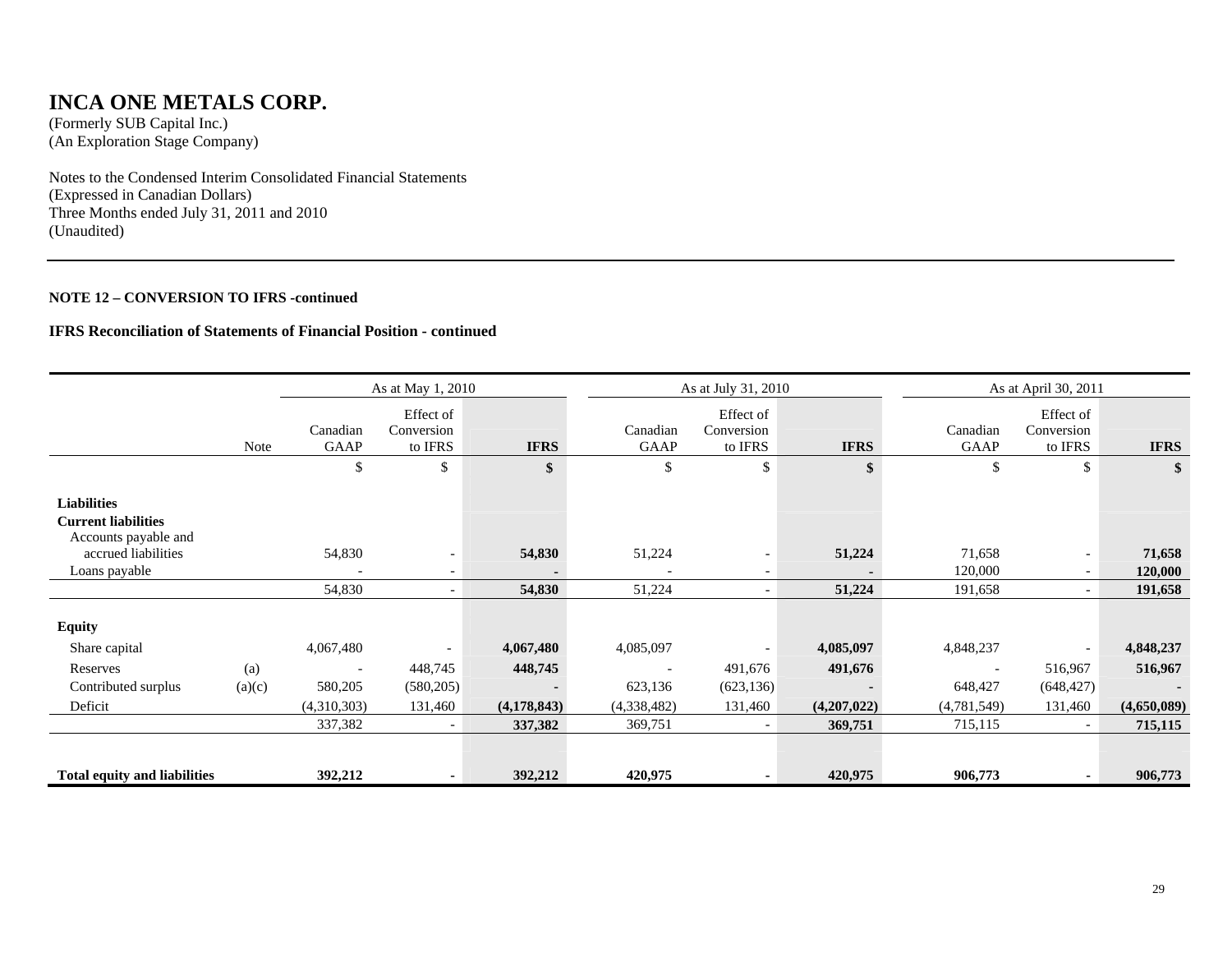# INCA ONE METALS CORP.

(Formerly SUB Capital Inc.)
(An Exploration Stage Company)

Notes to the Condensed Interim Consolidated Financial Statements
(Expressed in Canadian Dollars)
Three Months ended July 31, 2011 and 2010
(Unaudited)

**NOTE 12 – CONVERSION TO IFRS -continued**

**IFRS Reconciliation of Statements of Financial Position - continued**

| | | As at May 1, 2010 | | | As at July 31, 2010 | | | As at April 30, 2011 | | |
|---|---|---|---|---|---|---|---|---|---|---|
| | Note | Canadian GAAP | Effect of Conversion to IFRS | **IFRS** | Canadian GAAP | Effect of Conversion to IFRS | **IFRS** | Canadian GAAP | Effect of Conversion to IFRS | **IFRS** |
| | | $ | $ | **$** | $ | $ | **$** | $ | $ | **$** |
| **Liabilities** | | | | | | | | | | |
| **Current liabilities** | | | | | | | | | | |
| Accounts payable and accrued liabilities | | 54,830 | - | **54,830** | 51,224 | - | **51,224** | 71,658 | - | **71,658** |
| Loans payable | | - | - | **-** | - | - | **-** | 120,000 | - | **120,000** |
| | | 54,830 | - | **54,830** | 51,224 | - | **51,224** | 191,658 | - | **191,658** |
| **Equity** | | | | | | | | | | |
| Share capital | | 4,067,480 | - | **4,067,480** | 4,085,097 | - | **4,085,097** | 4,848,237 | - | **4,848,237** |
| Reserves | (a) | - | 448,745 | **448,745** | - | 491,676 | **491,676** | - | 516,967 | **516,967** |
| Contributed surplus | (a)(c) | 580,205 | (580,205) | **-** | 623,136 | (623,136) | **-** | 648,427 | (648,427) | **-** |
| Deficit | | (4,310,303) | 131,460 | **(4,178,843)** | (4,338,482) | 131,460 | **(4,207,022)** | (4,781,549) | 131,460 | **(4,650,089)** |
| | | 337,382 | - | **337,382** | 369,751 | - | **369,751** | 715,115 | - | **715,115** |
| **Total equity and liabilities** | | **392,212** | **-** | **392,212** | **420,975** | **-** | **420,975** | **906,773** | **-** | **906,773** |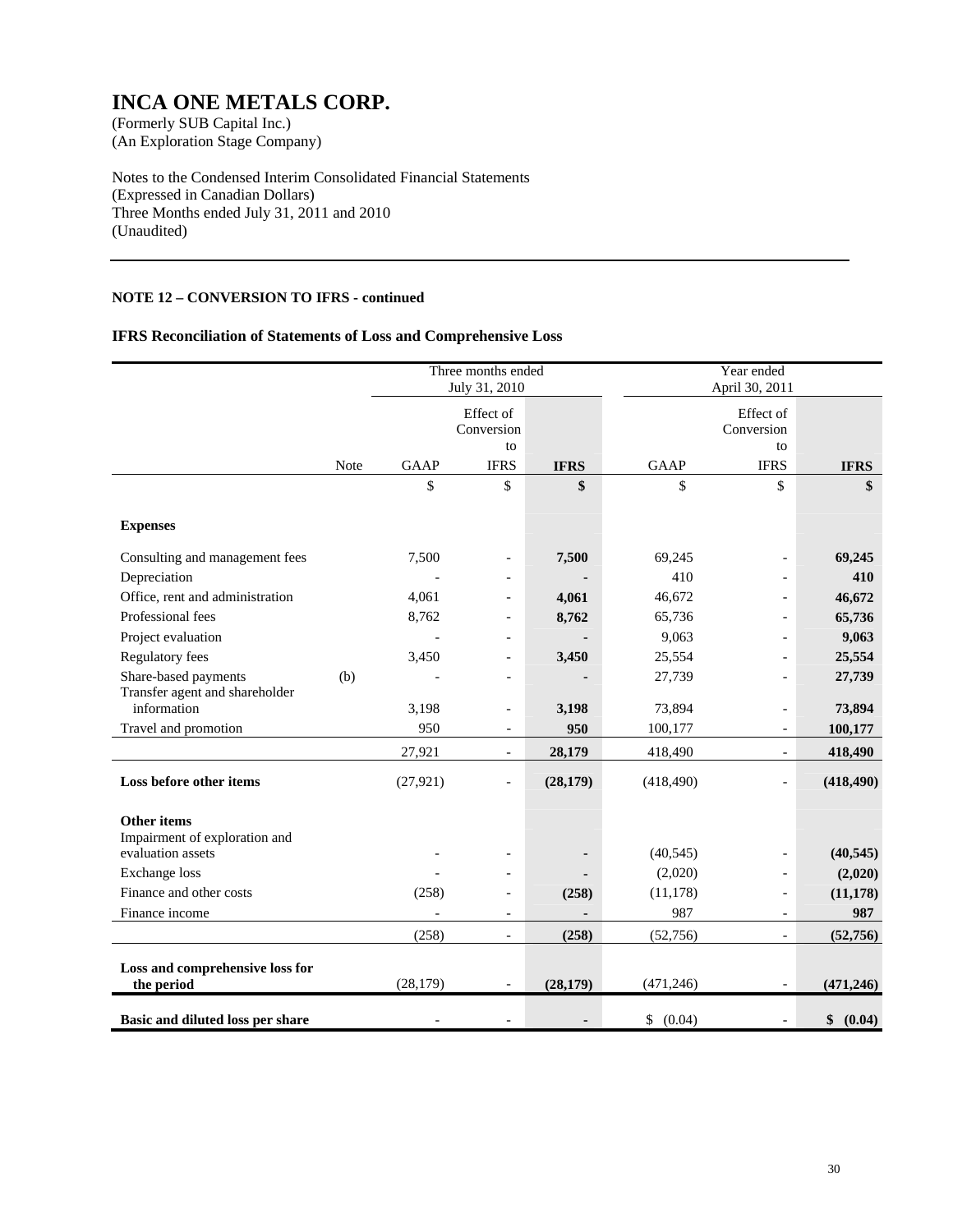# INCA ONE METALS CORP.

(Formerly SUB Capital Inc.)
(An Exploration Stage Company)

Notes to the Condensed Interim Consolidated Financial Statements
(Expressed in Canadian Dollars)
Three Months ended July 31, 2011 and 2010
(Unaudited)

**NOTE 12 – CONVERSION TO IFRS - continued**

**IFRS Reconciliation of Statements of Loss and Comprehensive Loss**

| | Note | Three months ended July 31, 2010 | | | Year ended April 30, 2011 | | |
|---|---|---|---|---|---|---|---|
| | | GAAP | Effect of Conversion to IFRS | **IFRS** | GAAP | Effect of Conversion to IFRS | **IFRS** |
| | | $ | $ | **$** | $ | $ | **$** |
| **Expenses** | | | | | | | |
| Consulting and management fees | | 7,500 | - | **7,500** | 69,245 | - | **69,245** |
| Depreciation | | - | - | **-** | 410 | - | **410** |
| Office, rent and administration | | 4,061 | - | **4,061** | 46,672 | - | **46,672** |
| Professional fees | | 8,762 | - | **8,762** | 65,736 | - | **65,736** |
| Project evaluation | | - | - | **-** | 9,063 | - | **9,063** |
| Regulatory fees | | 3,450 | - | **3,450** | 25,554 | - | **25,554** |
| Share-based payments | (b) | - | - | **-** | 27,739 | - | **27,739** |
| Transfer agent and shareholder information | | 3,198 | - | **3,198** | 73,894 | - | **73,894** |
| Travel and promotion | | 950 | - | **950** | 100,177 | - | **100,177** |
| | | 27,921 | - | **28,179** | 418,490 | - | **418,490** |
| **Loss before other items** | | (27,921) | - | **(28,179)** | (418,490) | - | **(418,490)** |
| **Other items** | | | | | | | |
| Impairment of exploration and evaluation assets | | - | - | **-** | (40,545) | - | **(40,545)** |
| Exchange loss | | - | - | **-** | (2,020) | - | **(2,020)** |
| Finance and other costs | | (258) | - | **(258)** | (11,178) | - | **(11,178)** |
| Finance income | | - | - | **-** | 987 | - | **987** |
| | | (258) | - | **(258)** | (52,756) | - | **(52,756)** |
| **Loss and comprehensive loss for the period** | | (28,179) | - | **(28,179)** | (471,246) | - | **(471,246)** |
| **Basic and diluted loss per share** | | - | - | **-** | $ (0.04) | - | **$ (0.04)** |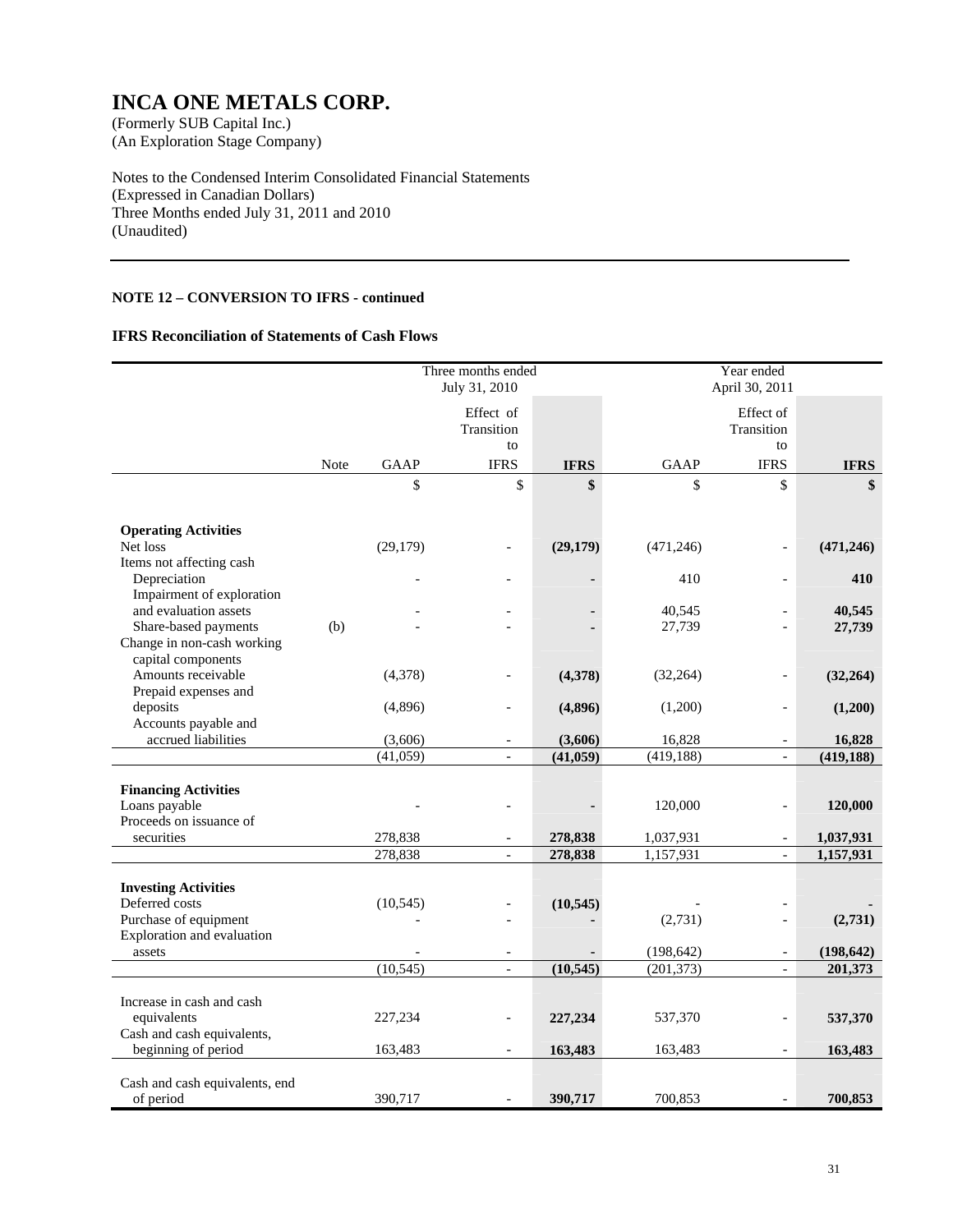# INCA ONE METALS CORP.

(Formerly SUB Capital Inc.)
(An Exploration Stage Company)

Notes to the Condensed Interim Consolidated Financial Statements
(Expressed in Canadian Dollars)
Three Months ended July 31, 2011 and 2010
(Unaudited)

**NOTE 12 – CONVERSION TO IFRS - continued**

**IFRS Reconciliation of Statements of Cash Flows**

| | | Three months ended July 31, 2010 | | | Year ended April 30, 2011 | | |
|---|---|---|---|---|---|---|---|
| | Note | GAAP | Effect of Transition to IFRS | **IFRS** | GAAP | Effect of Transition to IFRS | **IFRS** |
| | | $ | $ | **$** | $ | $ | **$** |
| **Operating Activities** | | | | | | | |
| Net loss | | (29,179) | - | **(29,179)** | (471,246) | - | **(471,246)** |
| Items not affecting cash | | | | | | | |
| Depreciation | | - | - | **-** | 410 | - | **410** |
| Impairment of exploration and evaluation assets | | - | - | **-** | 40,545 | - | **40,545** |
| Share-based payments | (b) | - | - | **-** | 27,739 | - | **27,739** |
| Change in non-cash working capital components | | | | | | | |
| Amounts receivable | | (4,378) | - | **(4,378)** | (32,264) | - | **(32,264)** |
| Prepaid expenses and deposits | | (4,896) | - | **(4,896)** | (1,200) | - | **(1,200)** |
| Accounts payable and accrued liabilities | | (3,606) | - | **(3,606)** | 16,828 | - | **16,828** |
| | | (41,059) | - | **(41,059)** | (419,188) | - | **(419,188)** |
| **Financing Activities** | | | | | | | |
| Loans payable | | - | - | **-** | 120,000 | - | **120,000** |
| Proceeds on issuance of securities | | 278,838 | - | **278,838** | 1,037,931 | - | **1,037,931** |
| | | 278,838 | - | **278,838** | 1,157,931 | - | **1,157,931** |
| **Investing Activities** | | | | | | | |
| Deferred costs | | (10,545) | - | **(10,545)** | - | - | **-** |
| Purchase of equipment | | - | - | **-** | (2,731) | - | **(2,731)** |
| Exploration and evaluation assets | | - | - | **-** | (198,642) | - | **(198,642)** |
| | | (10,545) | - | **(10,545)** | (201,373) | - | **201,373** |
| Increase in cash and cash equivalents | | 227,234 | - | **227,234** | 537,370 | - | **537,370** |
| Cash and cash equivalents, beginning of period | | 163,483 | - | **163,483** | 163,483 | - | **163,483** |
| Cash and cash equivalents, end of period | | 390,717 | - | **390,717** | 700,853 | - | **700,853** |